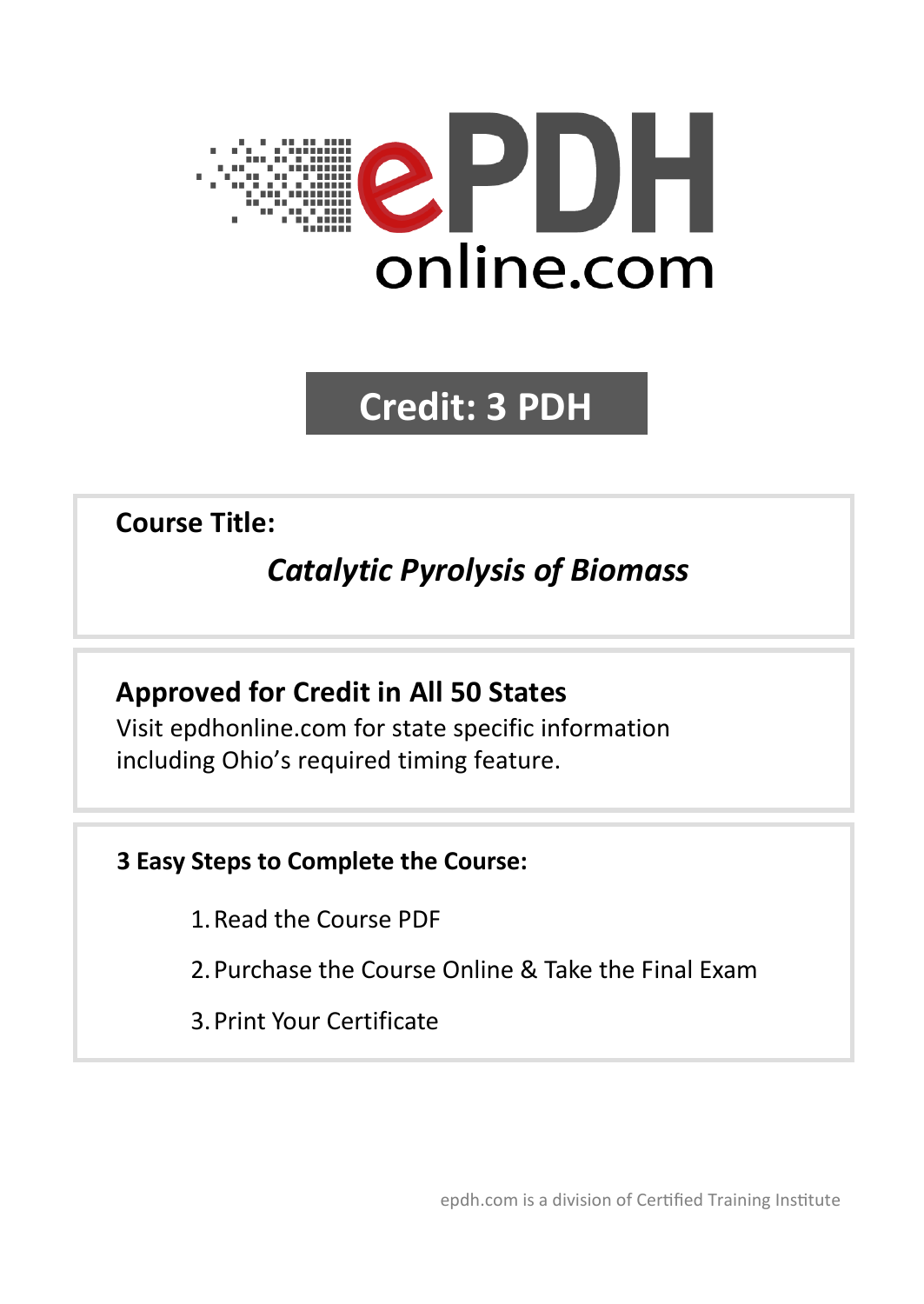ePDH online.com

**Credit: 3 PDH**

**Course Title:**

***Catalytic Pyrolysis of Biomass***

**Approved for Credit in All 50 States**

Visit epdhonline.com for state specific information including Ohio's required timing feature.

**3 Easy Steps to Complete the Course:**

1. Read the Course PDF
2. Purchase the Course Online & Take the Final Exam
3. Print Your Certificate

epdh.com is a division of Certified Training Institute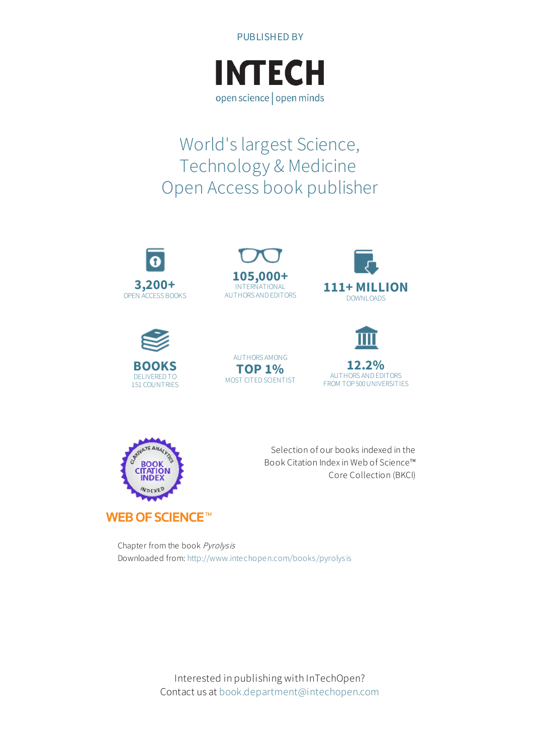PUBLISHED BY

# INTECH

open science | open minds

## World's largest Science, Technology & Medicine Open Access book publisher

**3,200+**
OPEN ACCESS BOOKS

**105,000+**
INTERNATIONAL AUTHORS AND EDITORS

**111+ MILLION**
DOWNLOADS

**BOOKS**
DELIVERED TO 151 COUNTRIES

AUTHORS AMONG
**TOP 1%**
MOST CITED SCIENTIST

**12.2%**
AUTHORS AND EDITORS FROM TOP 500 UNIVERSITIES

WEB OF SCIENCE™

Selection of our books indexed in the Book Citation Index in Web of Science™ Core Collection (BKCI)

Chapter from the book *Pyrolysis*
Downloaded from: http://www.intechopen.com/books/pyrolysis

Interested in publishing with InTechOpen?
Contact us at book.department@intechopen.com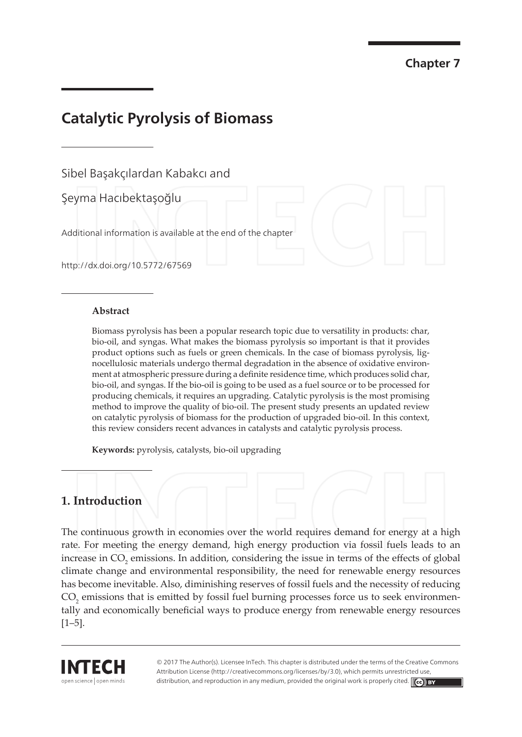Chapter 7

# Catalytic Pyrolysis of Biomass

Sibel Başakçılardan Kabakcı and

Şeyma Hacıbektaşoğlu

Additional information is available at the end of the chapter

http://dx.doi.org/10.5772/67569

### Abstract

Biomass pyrolysis has been a popular research topic due to versatility in products: char, bio-oil, and syngas. What makes the biomass pyrolysis so important is that it provides product options such as fuels or green chemicals. In the case of biomass pyrolysis, lignocellulosic materials undergo thermal degradation in the absence of oxidative environment at atmospheric pressure during a definite residence time, which produces solid char, bio-oil, and syngas. If the bio-oil is going to be used as a fuel source or to be processed for producing chemicals, it requires an upgrading. Catalytic pyrolysis is the most promising method to improve the quality of bio-oil. The present study presents an updated review on catalytic pyrolysis of biomass for the production of upgraded bio-oil. In this context, this review considers recent advances in catalysts and catalytic pyrolysis process.

**Keywords:** pyrolysis, catalysts, bio-oil upgrading

## 1. Introduction

The continuous growth in economies over the world requires demand for energy at a high rate. For meeting the energy demand, high energy production via fossil fuels leads to an increase in $CO_2$ emissions. In addition, considering the issue in terms of the effects of global climate change and environmental responsibility, the need for renewable energy resources has become inevitable. Also, diminishing reserves of fossil fuels and the necessity of reducing $CO_2$ emissions that is emitted by fossil fuel burning processes force us to seek environmentally and economically beneficial ways to produce energy from renewable energy resources [1–5].

© 2017 The Author(s). Licensee InTech. This chapter is distributed under the terms of the Creative Commons Attribution License (http://creativecommons.org/licenses/by/3.0), which permits unrestricted use, distribution, and reproduction in any medium, provided the original work is properly cited.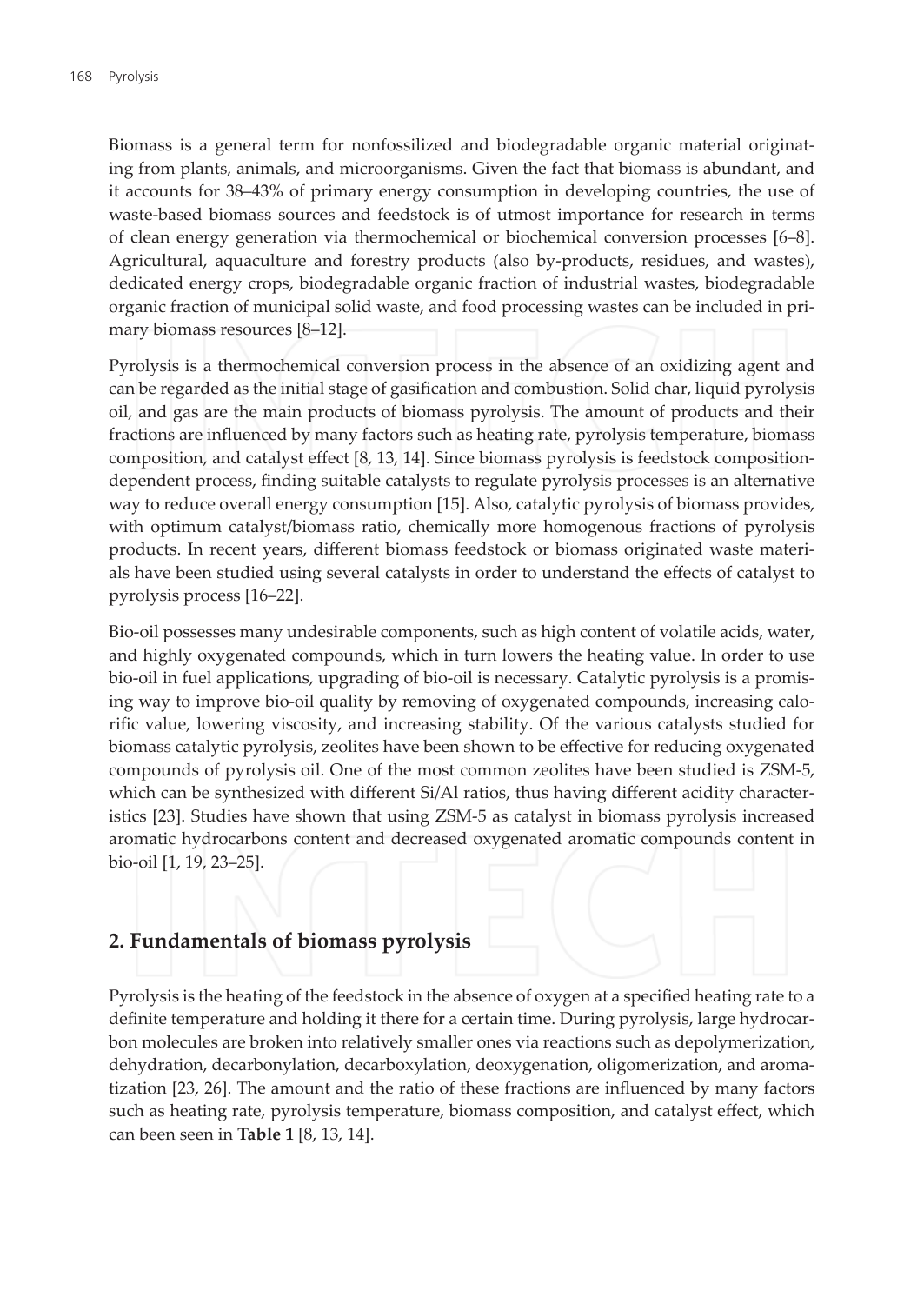Biomass is a general term for nonfossilized and biodegradable organic material originating from plants, animals, and microorganisms. Given the fact that biomass is abundant, and it accounts for 38–43% of primary energy consumption in developing countries, the use of waste-based biomass sources and feedstock is of utmost importance for research in terms of clean energy generation via thermochemical or biochemical conversion processes [6–8]. Agricultural, aquaculture and forestry products (also by-products, residues, and wastes), dedicated energy crops, biodegradable organic fraction of industrial wastes, biodegradable organic fraction of municipal solid waste, and food processing wastes can be included in primary biomass resources [8–12].

Pyrolysis is a thermochemical conversion process in the absence of an oxidizing agent and can be regarded as the initial stage of gasification and combustion. Solid char, liquid pyrolysis oil, and gas are the main products of biomass pyrolysis. The amount of products and their fractions are influenced by many factors such as heating rate, pyrolysis temperature, biomass composition, and catalyst effect [8, 13, 14]. Since biomass pyrolysis is feedstock composition-dependent process, finding suitable catalysts to regulate pyrolysis processes is an alternative way to reduce overall energy consumption [15]. Also, catalytic pyrolysis of biomass provides, with optimum catalyst/biomass ratio, chemically more homogenous fractions of pyrolysis products. In recent years, different biomass feedstock or biomass originated waste materials have been studied using several catalysts in order to understand the effects of catalyst to pyrolysis process [16–22].

Bio-oil possesses many undesirable components, such as high content of volatile acids, water, and highly oxygenated compounds, which in turn lowers the heating value. In order to use bio-oil in fuel applications, upgrading of bio-oil is necessary. Catalytic pyrolysis is a promising way to improve bio-oil quality by removing of oxygenated compounds, increasing calorific value, lowering viscosity, and increasing stability. Of the various catalysts studied for biomass catalytic pyrolysis, zeolites have been shown to be effective for reducing oxygenated compounds of pyrolysis oil. One of the most common zeolites have been studied is ZSM-5, which can be synthesized with different Si/Al ratios, thus having different acidity characteristics [23]. Studies have shown that using ZSM-5 as catalyst in biomass pyrolysis increased aromatic hydrocarbons content and decreased oxygenated aromatic compounds content in bio-oil [1, 19, 23–25].

## 2. Fundamentals of biomass pyrolysis

Pyrolysis is the heating of the feedstock in the absence of oxygen at a specified heating rate to a definite temperature and holding it there for a certain time. During pyrolysis, large hydrocarbon molecules are broken into relatively smaller ones via reactions such as depolymerization, dehydration, decarbonylation, decarboxylation, deoxygenation, oligomerization, and aromatization [23, 26]. The amount and the ratio of these fractions are influenced by many factors such as heating rate, pyrolysis temperature, biomass composition, and catalyst effect, which can been seen in **Table 1** [8, 13, 14].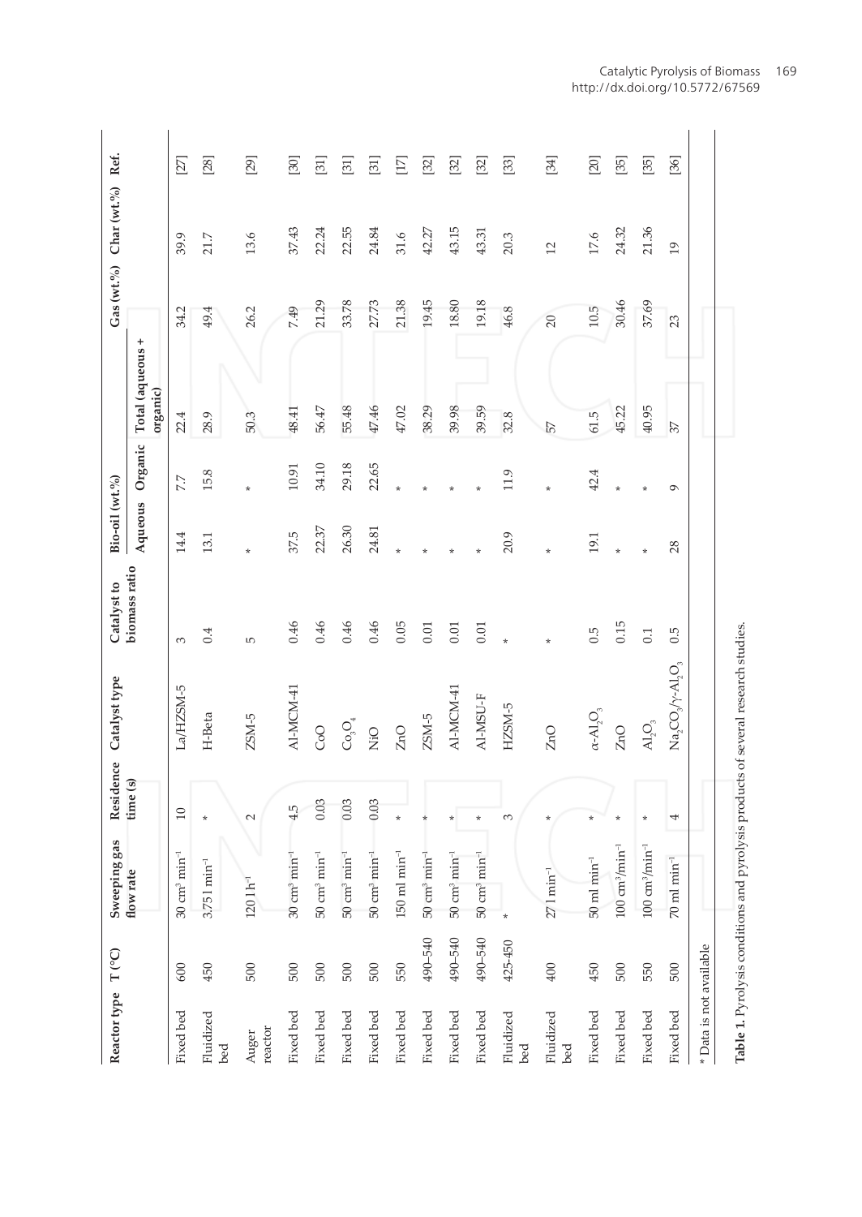| Reactor type | T (°C) | Sweeping gas flow rate | Residence time (s) | Catalyst type | Catalyst to biomass ratio | Bio-oil (wt.%) | | | Gas (wt.%) | Char (wt.%) | Ref. |
|---|---|---|---|---|---|---|---|---|---|---|---|
| | | | | | | Aqueous | Organic | Total (aqueous + organic) | | | |
| Fixed bed | 600 | 30 $cm^3$ $min^{-1}$ | 10 | La/HZSM-5 | 3 | 14.4 | 7.7 | 22.4 | 34.2 | 39.9 | [27] |
| Fluidized bed | 450 | 3.75 l $min^{-1}$ | * | H-Beta | 0.4 | 13.1 | 15.8 | 28.9 | 49.4 | 21.7 | [28] |
| Auger reactor | 500 | 120 l $h^{-1}$ | 2 | ZSM-5 | 5 | * | * | 50.3 | 26.2 | 13.6 | [29] |
| Fixed bed | 500 | 30 $cm^3$ $min^{-1}$ | 4.5 | Al-MCM-41 | 0.46 | 37.5 | 10.91 | 48.41 | 7.49 | 37.43 | [30] |
| Fixed bed | 500 | 50 $cm^3$ $min^{-1}$ | 0.03 | CoO | 0.46 | 22.37 | 34.10 | 56.47 | 21.29 | 22.24 | [31] |
| Fixed bed | 500 | 50 $cm^3$ $min^{-1}$ | 0.03 | $Co_3O_4$ | 0.46 | 26.30 | 29.18 | 55.48 | 33.78 | 22.55 | [31] |
| Fixed bed | 500 | 50 $cm^3$ $min^{-1}$ | 0.03 | NiO | 0.46 | 24.81 | 22.65 | 47.46 | 27.73 | 24.84 | [31] |
| Fixed bed | 550 | 150 ml $min^{-1}$ | * | ZnO | 0.05 | * | * | 47.02 | 21.38 | 31.6 | [17] |
| Fixed bed | 490–540 | 50 $cm^3$ $min^{-1}$ | * | ZSM-5 | 0.01 | * | * | 38.29 | 19.45 | 42.27 | [32] |
| Fixed bed | 490–540 | 50 $cm^3$ $min^{-1}$ | * | Al-MCM-41 | 0.01 | * | * | 39.98 | 18.80 | 43.15 | [32] |
| Fixed bed | 490–540 | 50 $cm^3$ $min^{-1}$ | * | Al-MSU-F | 0.01 | * | * | 39.59 | 19.18 | 43.31 | [32] |
| Fluidized bed | 425-450 | * | 3 | HZSM-5 | * | 20.9 | 11.9 | 32.8 | 46.8 | 20.3 | [33] |
| Fluidized bed | 400 | 27 l $min^{-1}$ | * | ZnO | * | * | * | 57 | 20 | 12 | [34] |
| Fixed bed | 450 | 50 ml $min^{-1}$ | * | $\alpha$-$Al_2O_3$ | 0.5 | 19.1 | 42.4 | 61.5 | 10.5 | 17.6 | [20] |
| Fixed bed | 500 | 100 $cm^3$/$min^{-1}$ | * | ZnO | 0.15 | * | * | 45.22 | 30.46 | 24.32 | [35] |
| Fixed bed | 550 | 100 $cm^3$/$min^{-1}$ | * | $Al_2O_3$ | 0.1 | * | * | 40.95 | 37.69 | 21.36 | [35] |
| Fixed bed | 500 | 70 ml $min^{-1}$ | 4 | $Na_2CO_3$/$\gamma$-$Al_2O_3$ | 0.5 | 28 | 9 | 37 | 23 | 19 | [36] |

* Data is not available

**Table 1.** Pyrolysis conditions and pyrolysis products of several research studies.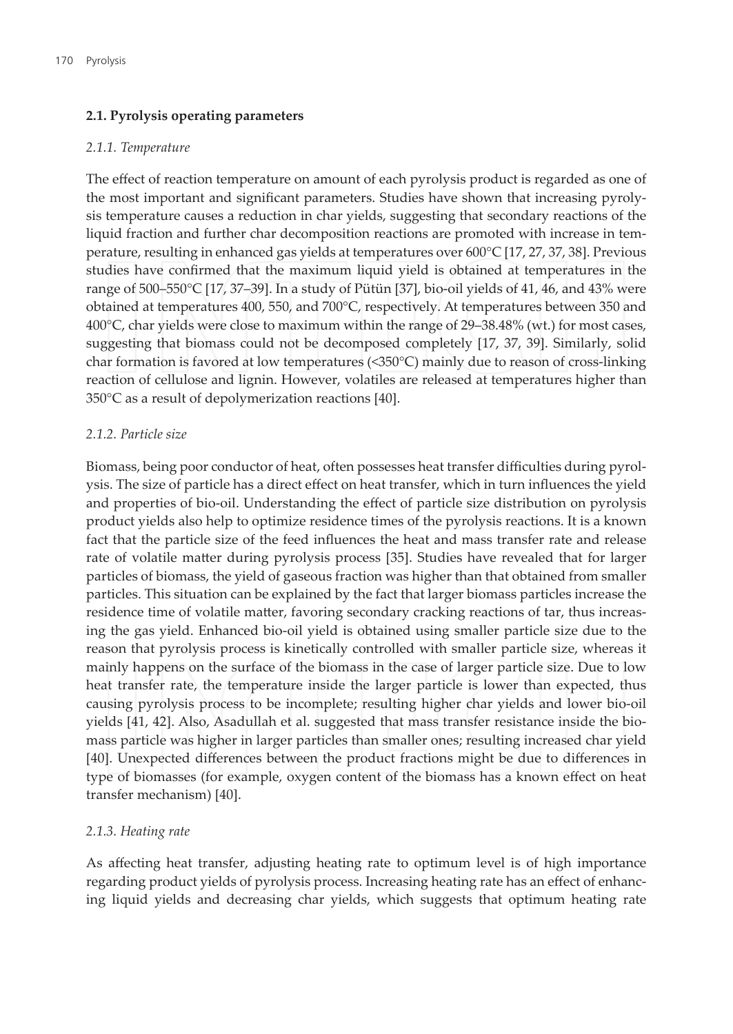### 2.1. Pyrolysis operating parameters

#### *2.1.1. Temperature*

The effect of reaction temperature on amount of each pyrolysis product is regarded as one of the most important and significant parameters. Studies have shown that increasing pyrolysis temperature causes a reduction in char yields, suggesting that secondary reactions of the liquid fraction and further char decomposition reactions are promoted with increase in temperature, resulting in enhanced gas yields at temperatures over 600°C [17, 27, 37, 38]. Previous studies have confirmed that the maximum liquid yield is obtained at temperatures in the range of 500–550°C [17, 37–39]. In a study of Pütün [37], bio-oil yields of 41, 46, and 43% were obtained at temperatures 400, 550, and 700°C, respectively. At temperatures between 350 and 400°C, char yields were close to maximum within the range of 29–38.48% (wt.) for most cases, suggesting that biomass could not be decomposed completely [17, 37, 39]. Similarly, solid char formation is favored at low temperatures (<350°C) mainly due to reason of cross-linking reaction of cellulose and lignin. However, volatiles are released at temperatures higher than 350°C as a result of depolymerization reactions [40].

#### *2.1.2. Particle size*

Biomass, being poor conductor of heat, often possesses heat transfer difficulties during pyrolysis. The size of particle has a direct effect on heat transfer, which in turn influences the yield and properties of bio-oil. Understanding the effect of particle size distribution on pyrolysis product yields also help to optimize residence times of the pyrolysis reactions. It is a known fact that the particle size of the feed influences the heat and mass transfer rate and release rate of volatile matter during pyrolysis process [35]. Studies have revealed that for larger particles of biomass, the yield of gaseous fraction was higher than that obtained from smaller particles. This situation can be explained by the fact that larger biomass particles increase the residence time of volatile matter, favoring secondary cracking reactions of tar, thus increasing the gas yield. Enhanced bio-oil yield is obtained using smaller particle size due to the reason that pyrolysis process is kinetically controlled with smaller particle size, whereas it mainly happens on the surface of the biomass in the case of larger particle size. Due to low heat transfer rate, the temperature inside the larger particle is lower than expected, thus causing pyrolysis process to be incomplete; resulting higher char yields and lower bio-oil yields [41, 42]. Also, Asadullah et al. suggested that mass transfer resistance inside the biomass particle was higher in larger particles than smaller ones; resulting increased char yield [40]. Unexpected differences between the product fractions might be due to differences in type of biomasses (for example, oxygen content of the biomass has a known effect on heat transfer mechanism) [40].

#### *2.1.3. Heating rate*

As affecting heat transfer, adjusting heating rate to optimum level is of high importance regarding product yields of pyrolysis process. Increasing heating rate has an effect of enhancing liquid yields and decreasing char yields, which suggests that optimum heating rate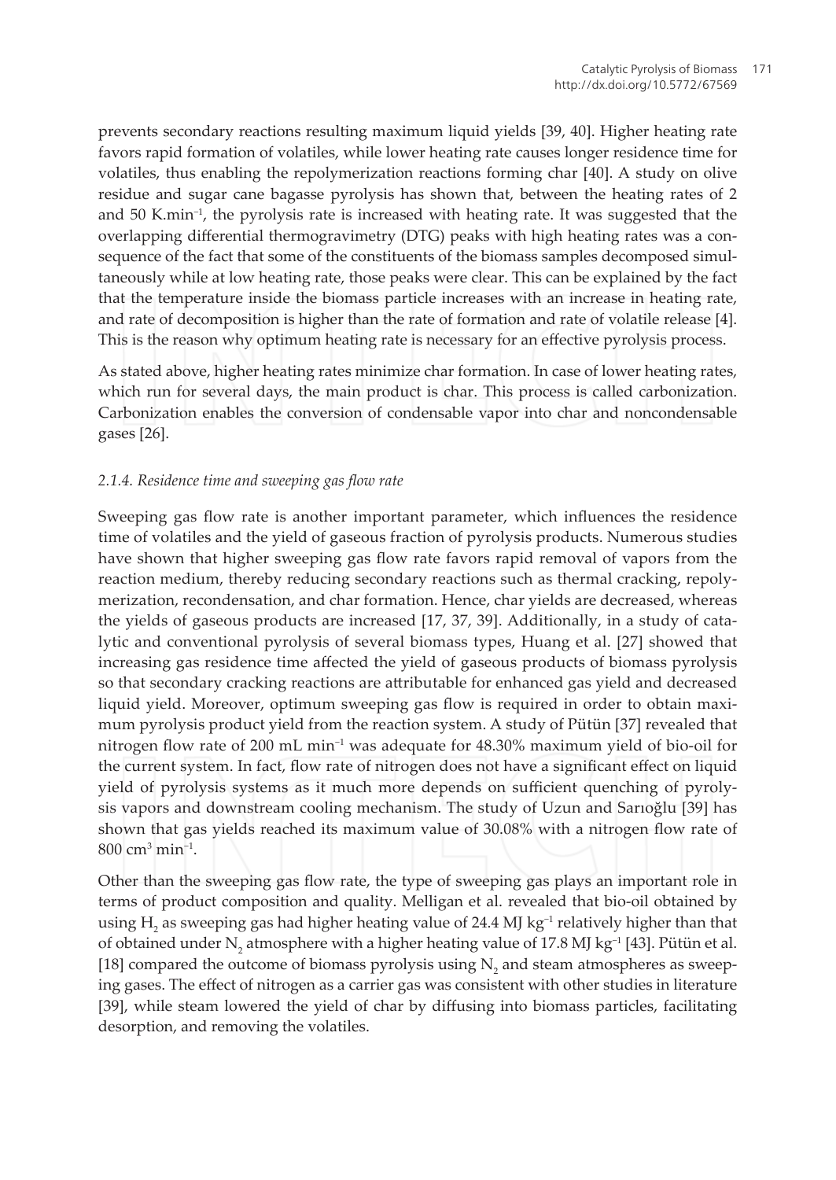prevents secondary reactions resulting maximum liquid yields [39, 40]. Higher heating rate favors rapid formation of volatiles, while lower heating rate causes longer residence time for volatiles, thus enabling the repolymerization reactions forming char [40]. A study on olive residue and sugar cane bagasse pyrolysis has shown that, between the heating rates of 2 and 50 $K.min^{-1}$, the pyrolysis rate is increased with heating rate. It was suggested that the overlapping differential thermogravimetry (DTG) peaks with high heating rates was a consequence of the fact that some of the constituents of the biomass samples decomposed simultaneously while at low heating rate, those peaks were clear. This can be explained by the fact that the temperature inside the biomass particle increases with an increase in heating rate, and rate of decomposition is higher than the rate of formation and rate of volatile release [4]. This is the reason why optimum heating rate is necessary for an effective pyrolysis process.

As stated above, higher heating rates minimize char formation. In case of lower heating rates, which run for several days, the main product is char. This process is called carbonization. Carbonization enables the conversion of condensable vapor into char and noncondensable gases [26].

### *2.1.4. Residence time and sweeping gas flow rate*

Sweeping gas flow rate is another important parameter, which influences the residence time of volatiles and the yield of gaseous fraction of pyrolysis products. Numerous studies have shown that higher sweeping gas flow rate favors rapid removal of vapors from the reaction medium, thereby reducing secondary reactions such as thermal cracking, repolymerization, recondensation, and char formation. Hence, char yields are decreased, whereas the yields of gaseous products are increased [17, 37, 39]. Additionally, in a study of catalytic and conventional pyrolysis of several biomass types, Huang et al. [27] showed that increasing gas residence time affected the yield of gaseous products of biomass pyrolysis so that secondary cracking reactions are attributable for enhanced gas yield and decreased liquid yield. Moreover, optimum sweeping gas flow is required in order to obtain maximum pyrolysis product yield from the reaction system. A study of Pütün [37] revealed that nitrogen flow rate of 200 mL $min^{-1}$ was adequate for 48.30% maximum yield of bio-oil for the current system. In fact, flow rate of nitrogen does not have a significant effect on liquid yield of pyrolysis systems as it much more depends on sufficient quenching of pyrolysis vapors and downstream cooling mechanism. The study of Uzun and Sarıoğlu [39] has shown that gas yields reached its maximum value of 30.08% with a nitrogen flow rate of 800 $cm^3$ $min^{-1}$.

Other than the sweeping gas flow rate, the type of sweeping gas plays an important role in terms of product composition and quality. Melligan et al. revealed that bio-oil obtained by using $H_2$ as sweeping gas had higher heating value of 24.4 MJ $kg^{-1}$ relatively higher than that of obtained under $N_2$ atmosphere with a higher heating value of 17.8 MJ $kg^{-1}$ [43]. Pütün et al. [18] compared the outcome of biomass pyrolysis using $N_2$ and steam atmospheres as sweeping gases. The effect of nitrogen as a carrier gas was consistent with other studies in literature [39], while steam lowered the yield of char by diffusing into biomass particles, facilitating desorption, and removing the volatiles.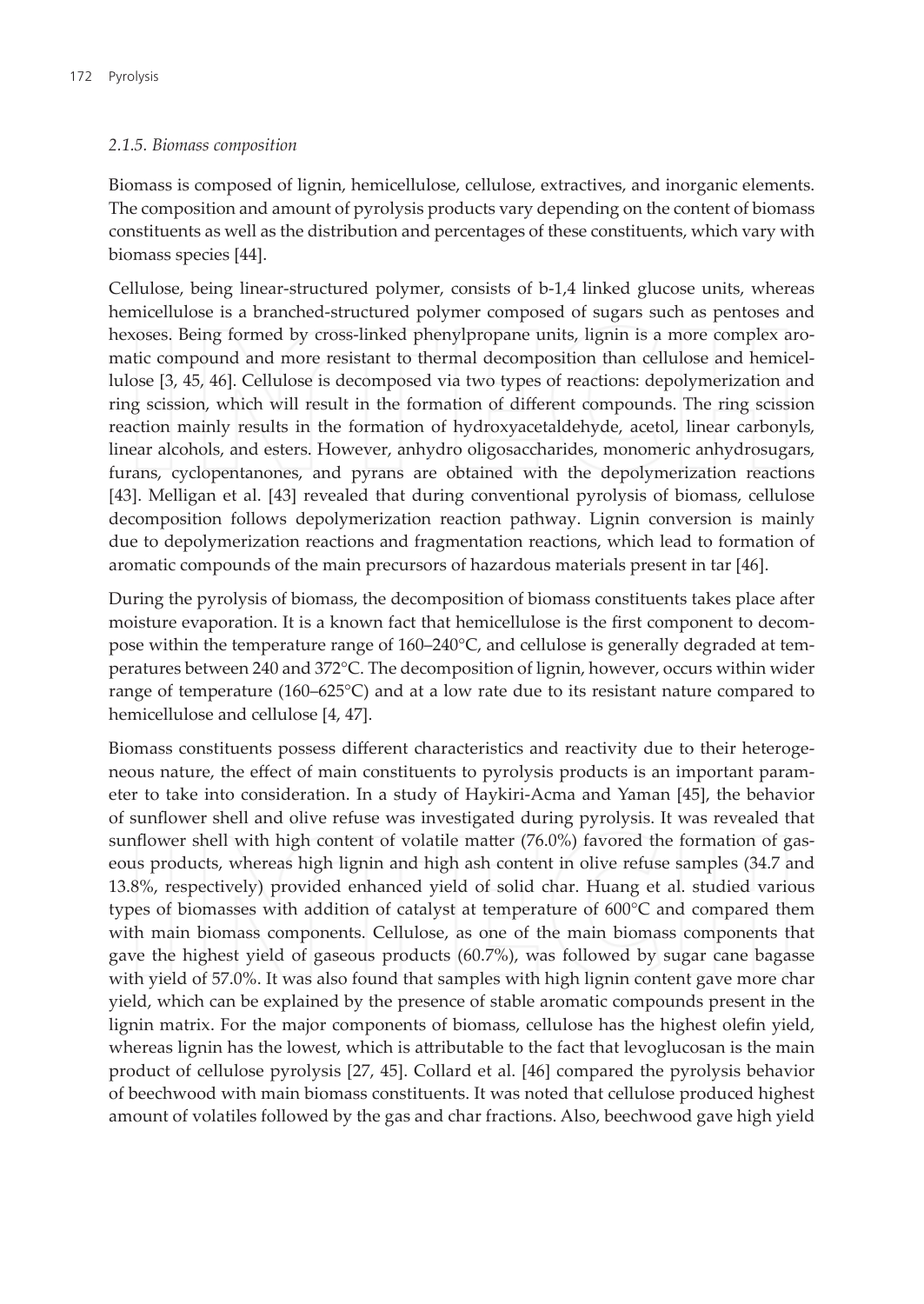### *2.1.5. Biomass composition*

Biomass is composed of lignin, hemicellulose, cellulose, extractives, and inorganic elements. The composition and amount of pyrolysis products vary depending on the content of biomass constituents as well as the distribution and percentages of these constituents, which vary with biomass species [44].

Cellulose, being linear-structured polymer, consists of b-1,4 linked glucose units, whereas hemicellulose is a branched-structured polymer composed of sugars such as pentoses and hexoses. Being formed by cross-linked phenylpropane units, lignin is a more complex aromatic compound and more resistant to thermal decomposition than cellulose and hemicellulose [3, 45, 46]. Cellulose is decomposed via two types of reactions: depolymerization and ring scission, which will result in the formation of different compounds. The ring scission reaction mainly results in the formation of hydroxyacetaldehyde, acetol, linear carbonyls, linear alcohols, and esters. However, anhydro oligosaccharides, monomeric anhydrosugars, furans, cyclopentanones, and pyrans are obtained with the depolymerization reactions [43]. Melligan et al. [43] revealed that during conventional pyrolysis of biomass, cellulose decomposition follows depolymerization reaction pathway. Lignin conversion is mainly due to depolymerization reactions and fragmentation reactions, which lead to formation of aromatic compounds of the main precursors of hazardous materials present in tar [46].

During the pyrolysis of biomass, the decomposition of biomass constituents takes place after moisture evaporation. It is a known fact that hemicellulose is the first component to decompose within the temperature range of 160–240°C, and cellulose is generally degraded at temperatures between 240 and 372°C. The decomposition of lignin, however, occurs within wider range of temperature (160–625°C) and at a low rate due to its resistant nature compared to hemicellulose and cellulose [4, 47].

Biomass constituents possess different characteristics and reactivity due to their heterogeneous nature, the effect of main constituents to pyrolysis products is an important parameter to take into consideration. In a study of Haykiri-Acma and Yaman [45], the behavior of sunflower shell and olive refuse was investigated during pyrolysis. It was revealed that sunflower shell with high content of volatile matter (76.0%) favored the formation of gaseous products, whereas high lignin and high ash content in olive refuse samples (34.7 and 13.8%, respectively) provided enhanced yield of solid char. Huang et al. studied various types of biomasses with addition of catalyst at temperature of 600°C and compared them with main biomass components. Cellulose, as one of the main biomass components that gave the highest yield of gaseous products (60.7%), was followed by sugar cane bagasse with yield of 57.0%. It was also found that samples with high lignin content gave more char yield, which can be explained by the presence of stable aromatic compounds present in the lignin matrix. For the major components of biomass, cellulose has the highest olefin yield, whereas lignin has the lowest, which is attributable to the fact that levoglucosan is the main product of cellulose pyrolysis [27, 45]. Collard et al. [46] compared the pyrolysis behavior of beechwood with main biomass constituents. It was noted that cellulose produced highest amount of volatiles followed by the gas and char fractions. Also, beechwood gave high yield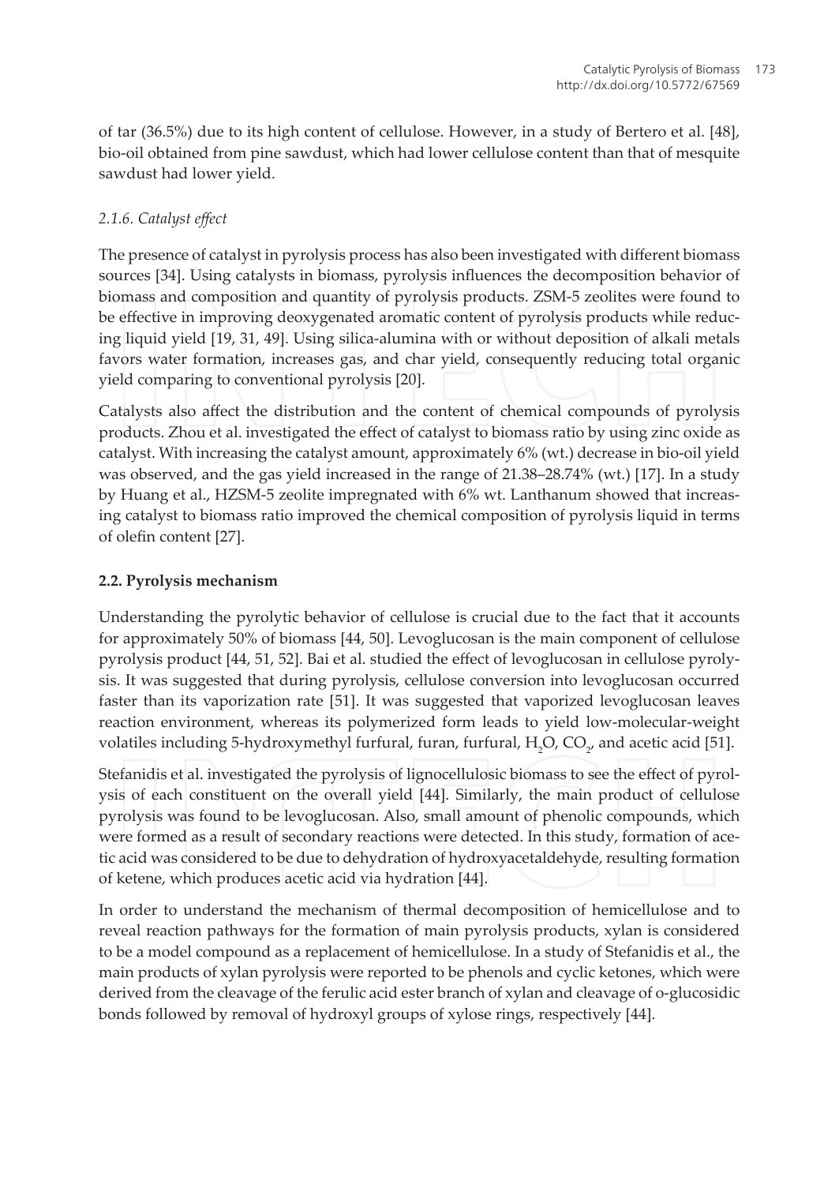of tar (36.5%) due to its high content of cellulose. However, in a study of Bertero et al. [48], bio-oil obtained from pine sawdust, which had lower cellulose content than that of mesquite sawdust had lower yield.

#### *2.1.6. Catalyst effect*

The presence of catalyst in pyrolysis process has also been investigated with different biomass sources [34]. Using catalysts in biomass, pyrolysis influences the decomposition behavior of biomass and composition and quantity of pyrolysis products. ZSM-5 zeolites were found to be effective in improving deoxygenated aromatic content of pyrolysis products while reducing liquid yield [19, 31, 49]. Using silica-alumina with or without deposition of alkali metals favors water formation, increases gas, and char yield, consequently reducing total organic yield comparing to conventional pyrolysis [20].

Catalysts also affect the distribution and the content of chemical compounds of pyrolysis products. Zhou et al. investigated the effect of catalyst to biomass ratio by using zinc oxide as catalyst. With increasing the catalyst amount, approximately 6% (wt.) decrease in bio-oil yield was observed, and the gas yield increased in the range of 21.38–28.74% (wt.) [17]. In a study by Huang et al., HZSM-5 zeolite impregnated with 6% wt. Lanthanum showed that increasing catalyst to biomass ratio improved the chemical composition of pyrolysis liquid in terms of olefin content [27].

### **2.2. Pyrolysis mechanism**

Understanding the pyrolytic behavior of cellulose is crucial due to the fact that it accounts for approximately 50% of biomass [44, 50]. Levoglucosan is the main component of cellulose pyrolysis product [44, 51, 52]. Bai et al. studied the effect of levoglucosan in cellulose pyrolysis. It was suggested that during pyrolysis, cellulose conversion into levoglucosan occurred faster than its vaporization rate [51]. It was suggested that vaporized levoglucosan leaves reaction environment, whereas its polymerized form leads to yield low-molecular-weight volatiles including 5-hydroxymethyl furfural, furan, furfural, $H_2O$, $CO_2$, and acetic acid [51].

Stefanidis et al. investigated the pyrolysis of lignocellulosic biomass to see the effect of pyrolysis of each constituent on the overall yield [44]. Similarly, the main product of cellulose pyrolysis was found to be levoglucosan. Also, small amount of phenolic compounds, which were formed as a result of secondary reactions were detected. In this study, formation of acetic acid was considered to be due to dehydration of hydroxyacetaldehyde, resulting formation of ketene, which produces acetic acid via hydration [44].

In order to understand the mechanism of thermal decomposition of hemicellulose and to reveal reaction pathways for the formation of main pyrolysis products, xylan is considered to be a model compound as a replacement of hemicellulose. In a study of Stefanidis et al., the main products of xylan pyrolysis were reported to be phenols and cyclic ketones, which were derived from the cleavage of the ferulic acid ester branch of xylan and cleavage of o-glucosidic bonds followed by removal of hydroxyl groups of xylose rings, respectively [44].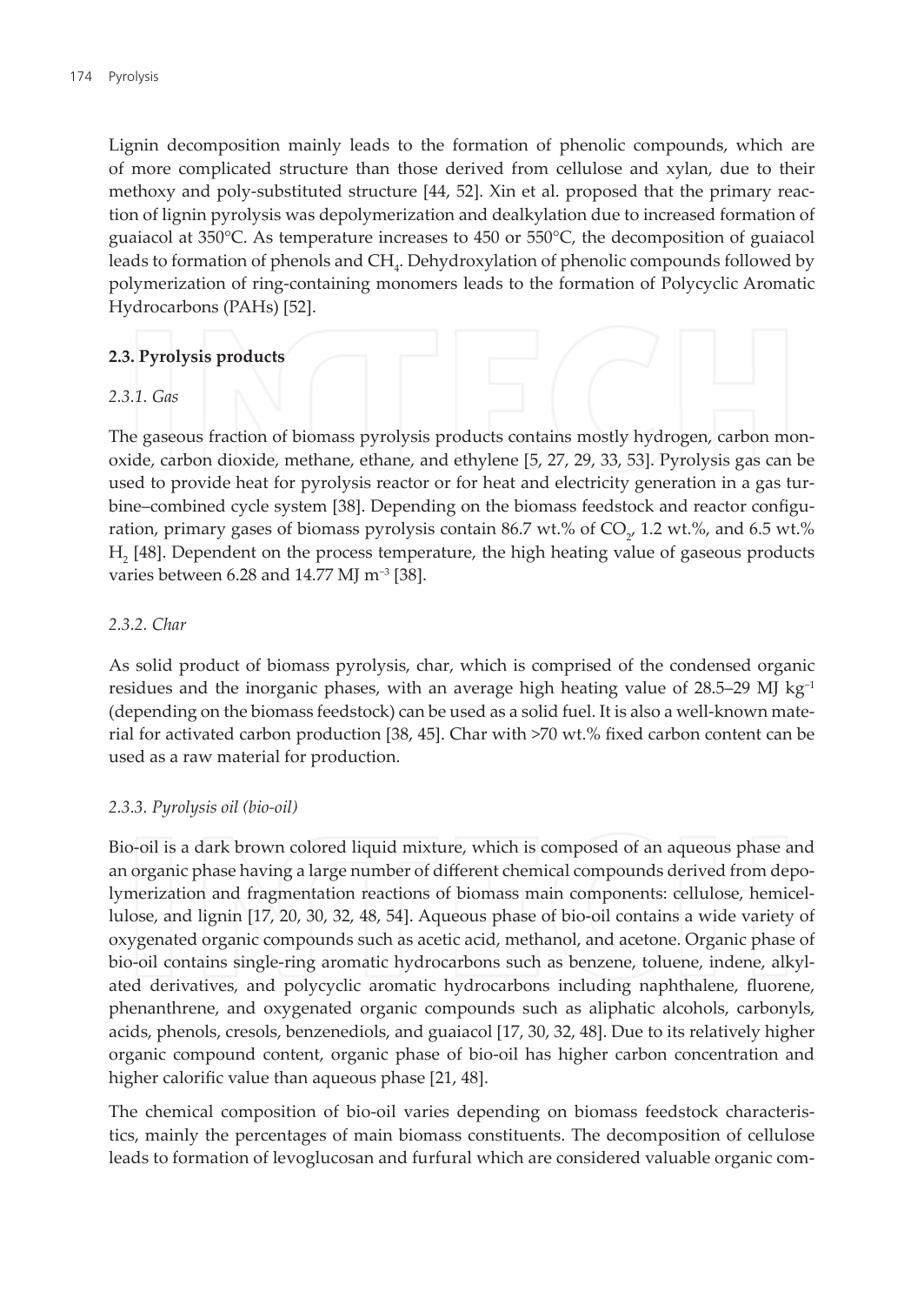Lignin decomposition mainly leads to the formation of phenolic compounds, which are of more complicated structure than those derived from cellulose and xylan, due to their methoxy and poly-substituted structure [44, 52]. Xin et al. proposed that the primary reaction of lignin pyrolysis was depolymerization and dealkylation due to increased formation of guaiacol at 350°C. As temperature increases to 450 or 550°C, the decomposition of guaiacol leads to formation of phenols and $CH_4$. Dehydroxylation of phenolic compounds followed by polymerization of ring-containing monomers leads to the formation of Polycyclic Aromatic Hydrocarbons (PAHs) [52].

### 2.3. Pyrolysis products

#### *2.3.1. Gas*

The gaseous fraction of biomass pyrolysis products contains mostly hydrogen, carbon monoxide, carbon dioxide, methane, ethane, and ethylene [5, 27, 29, 33, 53]. Pyrolysis gas can be used to provide heat for pyrolysis reactor or for heat and electricity generation in a gas turbine–combined cycle system [38]. Depending on the biomass feedstock and reactor configuration, primary gases of biomass pyrolysis contain 86.7 wt.% of $CO_2$, 1.2 wt.%, and 6.5 wt.% $H_2$ [48]. Dependent on the process temperature, the high heating value of gaseous products varies between 6.28 and 14.77 MJ $m^{-3}$ [38].

#### *2.3.2. Char*

As solid product of biomass pyrolysis, char, which is comprised of the condensed organic residues and the inorganic phases, with an average high heating value of 28.5–29 MJ $kg^{-1}$ (depending on the biomass feedstock) can be used as a solid fuel. It is also a well-known material for activated carbon production [38, 45]. Char with >70 wt.% fixed carbon content can be used as a raw material for production.

#### *2.3.3. Pyrolysis oil (bio-oil)*

Bio-oil is a dark brown colored liquid mixture, which is composed of an aqueous phase and an organic phase having a large number of different chemical compounds derived from depolymerization and fragmentation reactions of biomass main components: cellulose, hemicellulose, and lignin [17, 20, 30, 32, 48, 54]. Aqueous phase of bio-oil contains a wide variety of oxygenated organic compounds such as acetic acid, methanol, and acetone. Organic phase of bio-oil contains single-ring aromatic hydrocarbons such as benzene, toluene, indene, alkylated derivatives, and polycyclic aromatic hydrocarbons including naphthalene, fluorene, phenanthrene, and oxygenated organic compounds such as aliphatic alcohols, carbonyls, acids, phenols, cresols, benzenediols, and guaiacol [17, 30, 32, 48]. Due to its relatively higher organic compound content, organic phase of bio-oil has higher carbon concentration and higher calorific value than aqueous phase [21, 48].

The chemical composition of bio-oil varies depending on biomass feedstock characteristics, mainly the percentages of main biomass constituents. The decomposition of cellulose leads to formation of levoglucosan and furfural which are considered valuable organic com-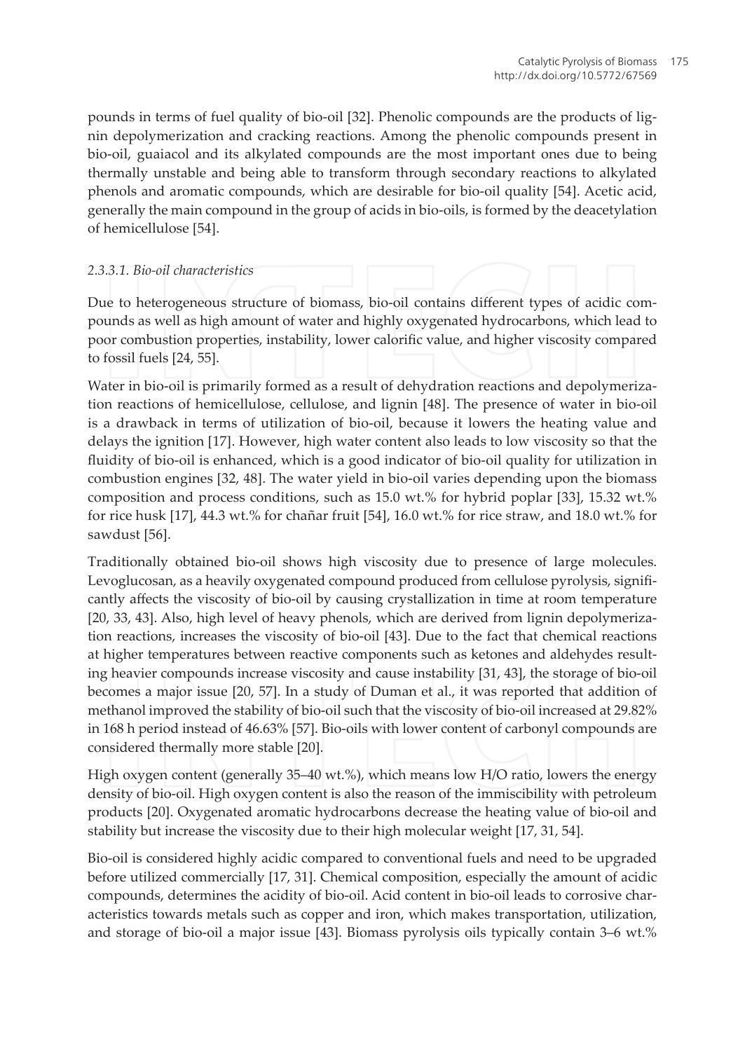pounds in terms of fuel quality of bio-oil [32]. Phenolic compounds are the products of lignin depolymerization and cracking reactions. Among the phenolic compounds present in bio-oil, guaiacol and its alkylated compounds are the most important ones due to being thermally unstable and being able to transform through secondary reactions to alkylated phenols and aromatic compounds, which are desirable for bio-oil quality [54]. Acetic acid, generally the main compound in the group of acids in bio-oils, is formed by the deacetylation of hemicellulose [54].

#### *2.3.3.1. Bio-oil characteristics*

Due to heterogeneous structure of biomass, bio-oil contains different types of acidic compounds as well as high amount of water and highly oxygenated hydrocarbons, which lead to poor combustion properties, instability, lower calorific value, and higher viscosity compared to fossil fuels [24, 55].

Water in bio-oil is primarily formed as a result of dehydration reactions and depolymerization reactions of hemicellulose, cellulose, and lignin [48]. The presence of water in bio-oil is a drawback in terms of utilization of bio-oil, because it lowers the heating value and delays the ignition [17]. However, high water content also leads to low viscosity so that the fluidity of bio-oil is enhanced, which is a good indicator of bio-oil quality for utilization in combustion engines [32, 48]. The water yield in bio-oil varies depending upon the biomass composition and process conditions, such as 15.0 wt.% for hybrid poplar [33], 15.32 wt.% for rice husk [17], 44.3 wt.% for chañar fruit [54], 16.0 wt.% for rice straw, and 18.0 wt.% for sawdust [56].

Traditionally obtained bio-oil shows high viscosity due to presence of large molecules. Levoglucosan, as a heavily oxygenated compound produced from cellulose pyrolysis, significantly affects the viscosity of bio-oil by causing crystallization in time at room temperature [20, 33, 43]. Also, high level of heavy phenols, which are derived from lignin depolymerization reactions, increases the viscosity of bio-oil [43]. Due to the fact that chemical reactions at higher temperatures between reactive components such as ketones and aldehydes resulting heavier compounds increase viscosity and cause instability [31, 43], the storage of bio-oil becomes a major issue [20, 57]. In a study of Duman et al., it was reported that addition of methanol improved the stability of bio-oil such that the viscosity of bio-oil increased at 29.82% in 168 h period instead of 46.63% [57]. Bio-oils with lower content of carbonyl compounds are considered thermally more stable [20].

High oxygen content (generally 35–40 wt.%), which means low H/O ratio, lowers the energy density of bio-oil. High oxygen content is also the reason of the immiscibility with petroleum products [20]. Oxygenated aromatic hydrocarbons decrease the heating value of bio-oil and stability but increase the viscosity due to their high molecular weight [17, 31, 54].

Bio-oil is considered highly acidic compared to conventional fuels and need to be upgraded before utilized commercially [17, 31]. Chemical composition, especially the amount of acidic compounds, determines the acidity of bio-oil. Acid content in bio-oil leads to corrosive characteristics towards metals such as copper and iron, which makes transportation, utilization, and storage of bio-oil a major issue [43]. Biomass pyrolysis oils typically contain 3–6 wt.%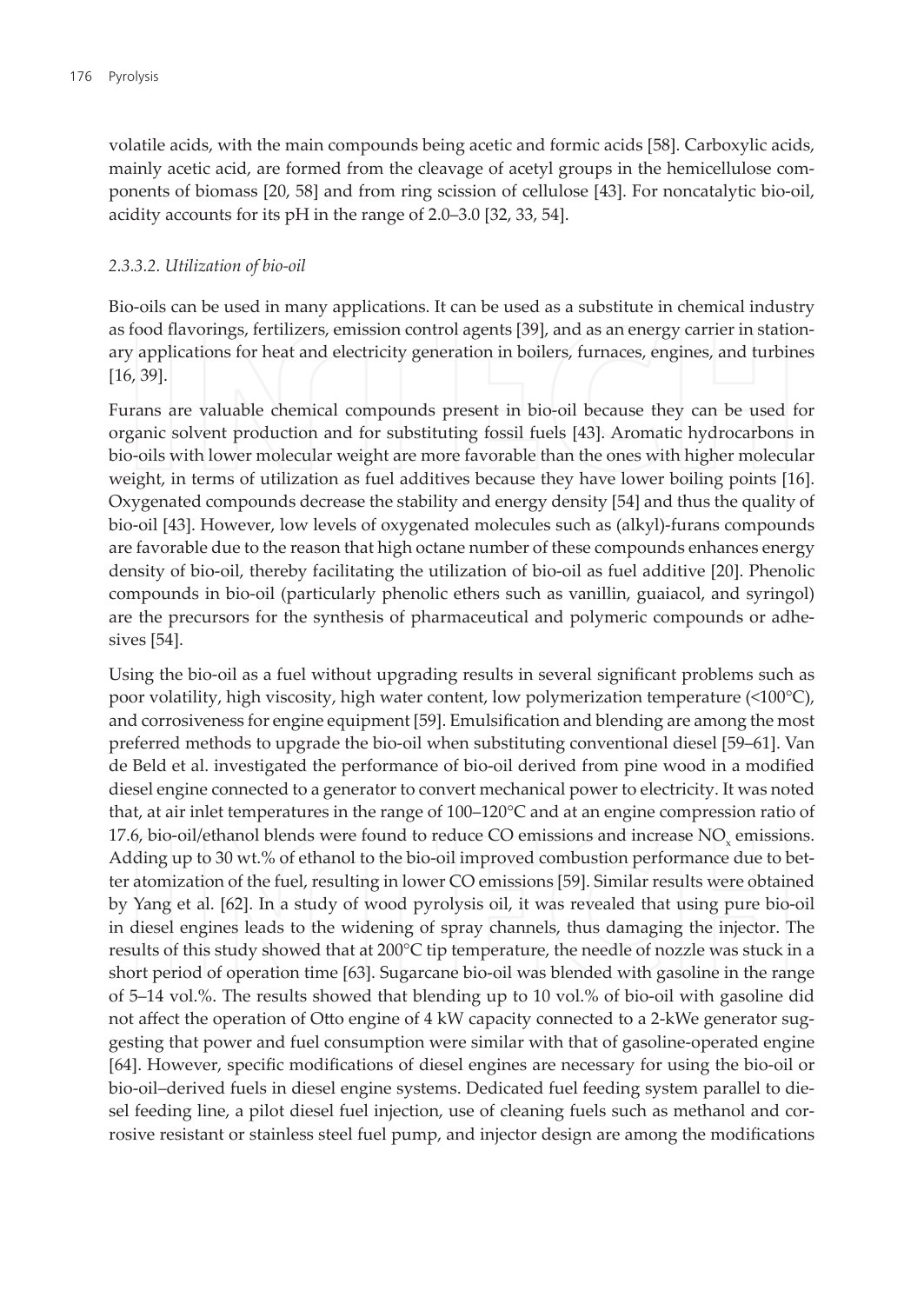volatile acids, with the main compounds being acetic and formic acids [58]. Carboxylic acids, mainly acetic acid, are formed from the cleavage of acetyl groups in the hemicellulose components of biomass [20, 58] and from ring scission of cellulose [43]. For noncatalytic bio-oil, acidity accounts for its pH in the range of 2.0–3.0 [32, 33, 54].

#### *2.3.3.2. Utilization of bio-oil*

Bio-oils can be used in many applications. It can be used as a substitute in chemical industry as food flavorings, fertilizers, emission control agents [39], and as an energy carrier in stationary applications for heat and electricity generation in boilers, furnaces, engines, and turbines [16, 39].

Furans are valuable chemical compounds present in bio-oil because they can be used for organic solvent production and for substituting fossil fuels [43]. Aromatic hydrocarbons in bio-oils with lower molecular weight are more favorable than the ones with higher molecular weight, in terms of utilization as fuel additives because they have lower boiling points [16]. Oxygenated compounds decrease the stability and energy density [54] and thus the quality of bio-oil [43]. However, low levels of oxygenated molecules such as (alkyl)-furans compounds are favorable due to the reason that high octane number of these compounds enhances energy density of bio-oil, thereby facilitating the utilization of bio-oil as fuel additive [20]. Phenolic compounds in bio-oil (particularly phenolic ethers such as vanillin, guaiacol, and syringol) are the precursors for the synthesis of pharmaceutical and polymeric compounds or adhesives [54].

Using the bio-oil as a fuel without upgrading results in several significant problems such as poor volatility, high viscosity, high water content, low polymerization temperature (<100°C), and corrosiveness for engine equipment [59]. Emulsification and blending are among the most preferred methods to upgrade the bio-oil when substituting conventional diesel [59–61]. Van de Beld et al. investigated the performance of bio-oil derived from pine wood in a modified diesel engine connected to a generator to convert mechanical power to electricity. It was noted that, at air inlet temperatures in the range of 100–120°C and at an engine compression ratio of 17.6, bio-oil/ethanol blends were found to reduce CO emissions and increase $NO_x$ emissions. Adding up to 30 wt.% of ethanol to the bio-oil improved combustion performance due to better atomization of the fuel, resulting in lower CO emissions [59]. Similar results were obtained by Yang et al. [62]. In a study of wood pyrolysis oil, it was revealed that using pure bio-oil in diesel engines leads to the widening of spray channels, thus damaging the injector. The results of this study showed that at 200°C tip temperature, the needle of nozzle was stuck in a short period of operation time [63]. Sugarcane bio-oil was blended with gasoline in the range of 5–14 vol.%. The results showed that blending up to 10 vol.% of bio-oil with gasoline did not affect the operation of Otto engine of 4 kW capacity connected to a 2-kWe generator suggesting that power and fuel consumption were similar with that of gasoline-operated engine [64]. However, specific modifications of diesel engines are necessary for using the bio-oil or bio-oil–derived fuels in diesel engine systems. Dedicated fuel feeding system parallel to diesel feeding line, a pilot diesel fuel injection, use of cleaning fuels such as methanol and corrosive resistant or stainless steel fuel pump, and injector design are among the modifications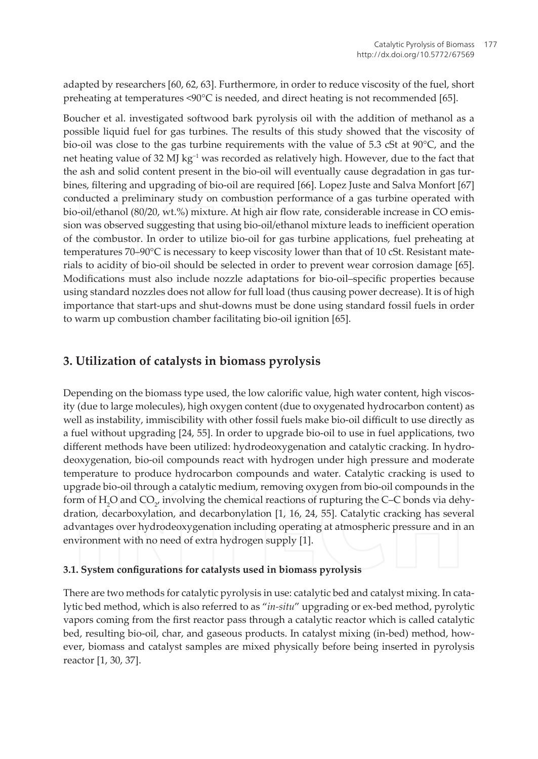adapted by researchers [60, 62, 63]. Furthermore, in order to reduce viscosity of the fuel, short preheating at temperatures <90°C is needed, and direct heating is not recommended [65].

Boucher et al. investigated softwood bark pyrolysis oil with the addition of methanol as a possible liquid fuel for gas turbines. The results of this study showed that the viscosity of bio-oil was close to the gas turbine requirements with the value of 5.3 cSt at 90°C, and the net heating value of 32 MJ $kg^{-1}$ was recorded as relatively high. However, due to the fact that the ash and solid content present in the bio-oil will eventually cause degradation in gas turbines, filtering and upgrading of bio-oil are required [66]. Lopez Juste and Salva Monfort [67] conducted a preliminary study on combustion performance of a gas turbine operated with bio-oil/ethanol (80/20, wt.%) mixture. At high air flow rate, considerable increase in CO emission was observed suggesting that using bio-oil/ethanol mixture leads to inefficient operation of the combustor. In order to utilize bio-oil for gas turbine applications, fuel preheating at temperatures 70–90°C is necessary to keep viscosity lower than that of 10 cSt. Resistant materials to acidity of bio-oil should be selected in order to prevent wear corrosion damage [65]. Modifications must also include nozzle adaptations for bio-oil–specific properties because using standard nozzles does not allow for full load (thus causing power decrease). It is of high importance that start-ups and shut-downs must be done using standard fossil fuels in order to warm up combustion chamber facilitating bio-oil ignition [65].

## 3. Utilization of catalysts in biomass pyrolysis

Depending on the biomass type used, the low calorific value, high water content, high viscosity (due to large molecules), high oxygen content (due to oxygenated hydrocarbon content) as well as instability, immiscibility with other fossil fuels make bio-oil difficult to use directly as a fuel without upgrading [24, 55]. In order to upgrade bio-oil to use in fuel applications, two different methods have been utilized: hydrodeoxygenation and catalytic cracking. In hydrodeoxygenation, bio-oil compounds react with hydrogen under high pressure and moderate temperature to produce hydrocarbon compounds and water. Catalytic cracking is used to upgrade bio-oil through a catalytic medium, removing oxygen from bio-oil compounds in the form of $H_2O$ and $CO_2$, involving the chemical reactions of rupturing the C–C bonds via dehydration, decarboxylation, and decarbonylation [1, 16, 24, 55]. Catalytic cracking has several advantages over hydrodeoxygenation including operating at atmospheric pressure and in an environment with no need of extra hydrogen supply [1].

### 3.1. System configurations for catalysts used in biomass pyrolysis

There are two methods for catalytic pyrolysis in use: catalytic bed and catalyst mixing. In catalytic bed method, which is also referred to as "*in-situ*" upgrading or ex-bed method, pyrolytic vapors coming from the first reactor pass through a catalytic reactor which is called catalytic bed, resulting bio-oil, char, and gaseous products. In catalyst mixing (in-bed) method, however, biomass and catalyst samples are mixed physically before being inserted in pyrolysis reactor [1, 30, 37].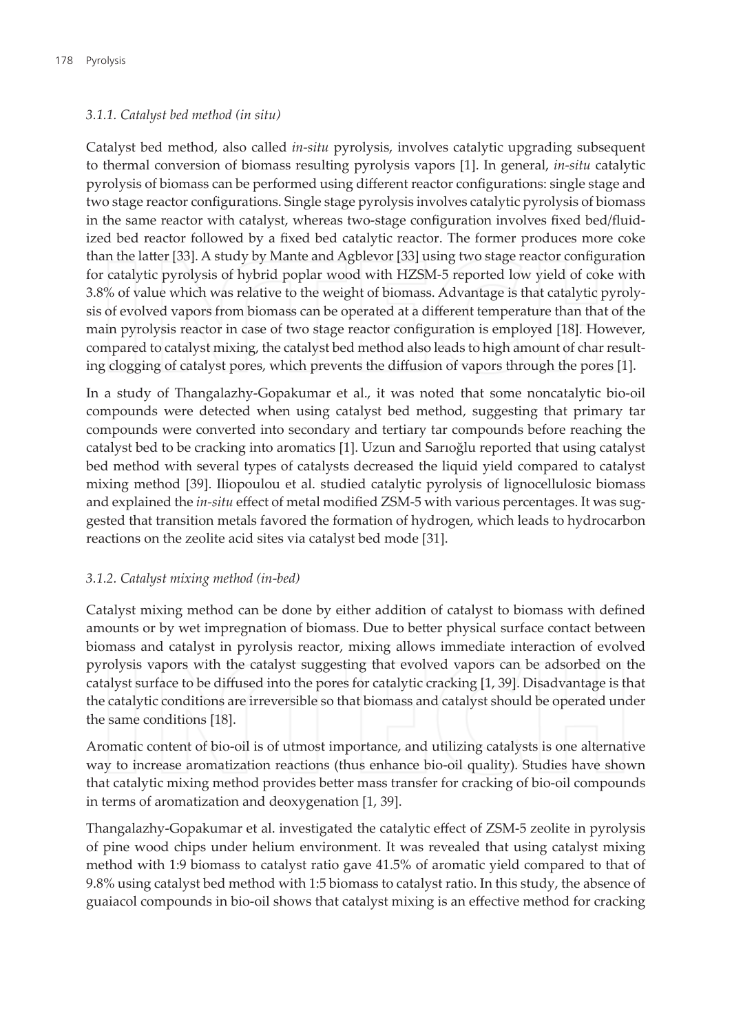### 3.1.1. Catalyst bed method (*in situ*)

Catalyst bed method, also called *in-situ* pyrolysis, involves catalytic upgrading subsequent to thermal conversion of biomass resulting pyrolysis vapors [1]. In general, *in-situ* catalytic pyrolysis of biomass can be performed using different reactor configurations: single stage and two stage reactor configurations. Single stage pyrolysis involves catalytic pyrolysis of biomass in the same reactor with catalyst, whereas two-stage configuration involves fixed bed/fluidized bed reactor followed by a fixed bed catalytic reactor. The former produces more coke than the latter [33]. A study by Mante and Agblevor [33] using two stage reactor configuration for catalytic pyrolysis of hybrid poplar wood with HZSM-5 reported low yield of coke with 3.8% of value which was relative to the weight of biomass. Advantage is that catalytic pyrolysis of evolved vapors from biomass can be operated at a different temperature than that of the main pyrolysis reactor in case of two stage reactor configuration is employed [18]. However, compared to catalyst mixing, the catalyst bed method also leads to high amount of char resulting clogging of catalyst pores, which prevents the diffusion of vapors through the pores [1].

In a study of Thangalazhy-Gopakumar et al., it was noted that some noncatalytic bio-oil compounds were detected when using catalyst bed method, suggesting that primary tar compounds were converted into secondary and tertiary tar compounds before reaching the catalyst bed to be cracking into aromatics [1]. Uzun and Sarıoğlu reported that using catalyst bed method with several types of catalysts decreased the liquid yield compared to catalyst mixing method [39]. Iliopoulou et al. studied catalytic pyrolysis of lignocellulosic biomass and explained the *in-situ* effect of metal modified ZSM-5 with various percentages. It was suggested that transition metals favored the formation of hydrogen, which leads to hydrocarbon reactions on the zeolite acid sites via catalyst bed mode [31].

### 3.1.2. Catalyst mixing method (in-bed)

Catalyst mixing method can be done by either addition of catalyst to biomass with defined amounts or by wet impregnation of biomass. Due to better physical surface contact between biomass and catalyst in pyrolysis reactor, mixing allows immediate interaction of evolved pyrolysis vapors with the catalyst suggesting that evolved vapors can be adsorbed on the catalyst surface to be diffused into the pores for catalytic cracking [1, 39]. Disadvantage is that the catalytic conditions are irreversible so that biomass and catalyst should be operated under the same conditions [18].

Aromatic content of bio-oil is of utmost importance, and utilizing catalysts is one alternative way to increase aromatization reactions (thus enhance bio-oil quality). Studies have shown that catalytic mixing method provides better mass transfer for cracking of bio-oil compounds in terms of aromatization and deoxygenation [1, 39].

Thangalazhy-Gopakumar et al. investigated the catalytic effect of ZSM-5 zeolite in pyrolysis of pine wood chips under helium environment. It was revealed that using catalyst mixing method with 1:9 biomass to catalyst ratio gave 41.5% of aromatic yield compared to that of 9.8% using catalyst bed method with 1:5 biomass to catalyst ratio. In this study, the absence of guaiacol compounds in bio-oil shows that catalyst mixing is an effective method for cracking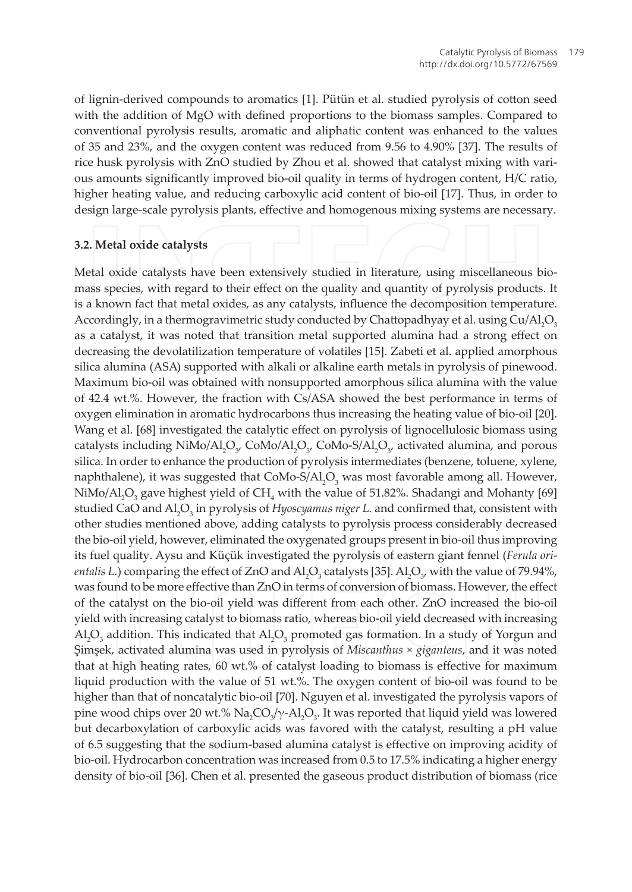of lignin-derived compounds to aromatics [1]. Pütün et al. studied pyrolysis of cotton seed with the addition of MgO with defined proportions to the biomass samples. Compared to conventional pyrolysis results, aromatic and aliphatic content was enhanced to the values of 35 and 23%, and the oxygen content was reduced from 9.56 to 4.90% [37]. The results of rice husk pyrolysis with ZnO studied by Zhou et al. showed that catalyst mixing with various amounts significantly improved bio-oil quality in terms of hydrogen content, H/C ratio, higher heating value, and reducing carboxylic acid content of bio-oil [17]. Thus, in order to design large-scale pyrolysis plants, effective and homogenous mixing systems are necessary.

### 3.2. Metal oxide catalysts

Metal oxide catalysts have been extensively studied in literature, using miscellaneous biomass species, with regard to their effect on the quality and quantity of pyrolysis products. It is a known fact that metal oxides, as any catalysts, influence the decomposition temperature. Accordingly, in a thermogravimetric study conducted by Chattopadhyay et al. using $Cu/Al_2O_3$ as a catalyst, it was noted that transition metal supported alumina had a strong effect on decreasing the devolatilization temperature of volatiles [15]. Zabeti et al. applied amorphous silica alumina (ASA) supported with alkali or alkaline earth metals in pyrolysis of pinewood. Maximum bio-oil was obtained with nonsupported amorphous silica alumina with the value of 42.4 wt.%. However, the fraction with Cs/ASA showed the best performance in terms of oxygen elimination in aromatic hydrocarbons thus increasing the heating value of bio-oil [20]. Wang et al. [68] investigated the catalytic effect on pyrolysis of lignocellulosic biomass using catalysts including $NiMo/Al_2O_3$, $CoMo/Al_2O_3$, $CoMo\text{-}S/Al_2O_3$, activated alumina, and porous silica. In order to enhance the production of pyrolysis intermediates (benzene, toluene, xylene, naphthalene), it was suggested that $CoMo\text{-}S/Al_2O_3$ was most favorable among all. However, $NiMo/Al_2O_3$ gave highest yield of $CH_4$ with the value of 51.82%. Shadangi and Mohanty [69] studied CaO and $Al_2O_3$ in pyrolysis of *Hyoscyamus niger L.* and confirmed that, consistent with other studies mentioned above, adding catalysts to pyrolysis process considerably decreased the bio-oil yield, however, eliminated the oxygenated groups present in bio-oil thus improving its fuel quality. Aysu and Küçük investigated the pyrolysis of eastern giant fennel (*Ferula orientalis L.*) comparing the effect of ZnO and $Al_2O_3$ catalysts [35]. $Al_2O_3$, with the value of 79.94%, was found to be more effective than ZnO in terms of conversion of biomass. However, the effect of the catalyst on the bio-oil yield was different from each other. ZnO increased the bio-oil yield with increasing catalyst to biomass ratio, whereas bio-oil yield decreased with increasing $Al_2O_3$ addition. This indicated that $Al_2O_3$ promoted gas formation. In a study of Yorgun and Şimşek, activated alumina was used in pyrolysis of *Miscanthus × giganteus*, and it was noted that at high heating rates, 60 wt.% of catalyst loading to biomass is effective for maximum liquid production with the value of 51 wt.%. The oxygen content of bio-oil was found to be higher than that of noncatalytic bio-oil [70]. Nguyen et al. investigated the pyrolysis vapors of pine wood chips over 20 wt.% $Na_2CO_3/\gamma\text{-}Al_2O_3$. It was reported that liquid yield was lowered but decarboxylation of carboxylic acids was favored with the catalyst, resulting a pH value of 6.5 suggesting that the sodium-based alumina catalyst is effective on improving acidity of bio-oil. Hydrocarbon concentration was increased from 0.5 to 17.5% indicating a higher energy density of bio-oil [36]. Chen et al. presented the gaseous product distribution of biomass (rice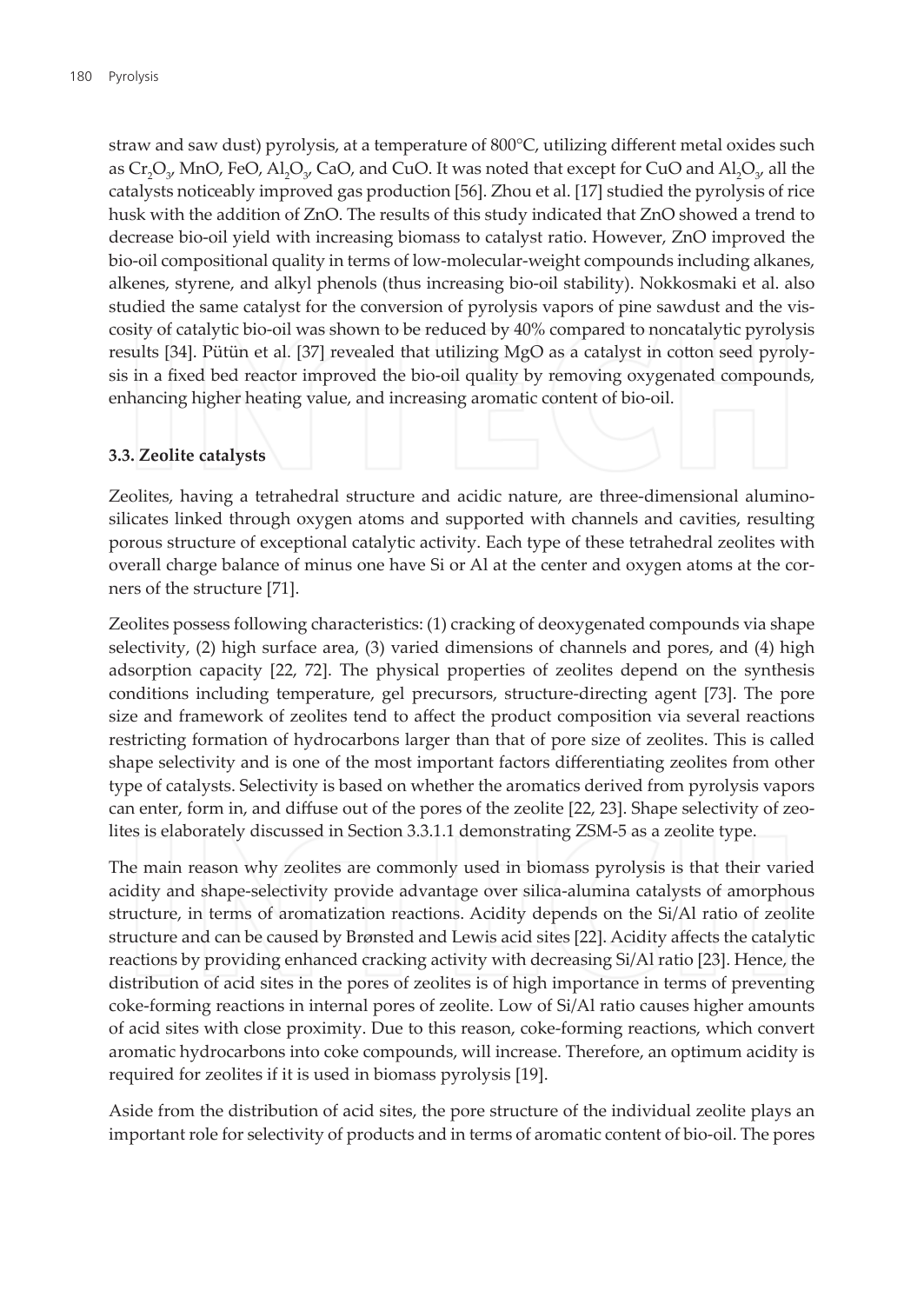straw and saw dust) pyrolysis, at a temperature of 800°C, utilizing different metal oxides such as $Cr_2O_3$, MnO, FeO, $Al_2O_3$, CaO, and CuO. It was noted that except for CuO and $Al_2O_3$, all the catalysts noticeably improved gas production [56]. Zhou et al. [17] studied the pyrolysis of rice husk with the addition of ZnO. The results of this study indicated that ZnO showed a trend to decrease bio-oil yield with increasing biomass to catalyst ratio. However, ZnO improved the bio-oil compositional quality in terms of low-molecular-weight compounds including alkanes, alkenes, styrene, and alkyl phenols (thus increasing bio-oil stability). Nokkosmaki et al. also studied the same catalyst for the conversion of pyrolysis vapors of pine sawdust and the viscosity of catalytic bio-oil was shown to be reduced by 40% compared to noncatalytic pyrolysis results [34]. Pütün et al. [37] revealed that utilizing MgO as a catalyst in cotton seed pyrolysis in a fixed bed reactor improved the bio-oil quality by removing oxygenated compounds, enhancing higher heating value, and increasing aromatic content of bio-oil.

### 3.3. Zeolite catalysts

Zeolites, having a tetrahedral structure and acidic nature, are three-dimensional aluminosilicates linked through oxygen atoms and supported with channels and cavities, resulting porous structure of exceptional catalytic activity. Each type of these tetrahedral zeolites with overall charge balance of minus one have Si or Al at the center and oxygen atoms at the corners of the structure [71].

Zeolites possess following characteristics: (1) cracking of deoxygenated compounds via shape selectivity, (2) high surface area, (3) varied dimensions of channels and pores, and (4) high adsorption capacity [22, 72]. The physical properties of zeolites depend on the synthesis conditions including temperature, gel precursors, structure-directing agent [73]. The pore size and framework of zeolites tend to affect the product composition via several reactions restricting formation of hydrocarbons larger than that of pore size of zeolites. This is called shape selectivity and is one of the most important factors differentiating zeolites from other type of catalysts. Selectivity is based on whether the aromatics derived from pyrolysis vapors can enter, form in, and diffuse out of the pores of the zeolite [22, 23]. Shape selectivity of zeolites is elaborately discussed in Section 3.3.1.1 demonstrating ZSM-5 as a zeolite type.

The main reason why zeolites are commonly used in biomass pyrolysis is that their varied acidity and shape-selectivity provide advantage over silica-alumina catalysts of amorphous structure, in terms of aromatization reactions. Acidity depends on the Si/Al ratio of zeolite structure and can be caused by Brønsted and Lewis acid sites [22]. Acidity affects the catalytic reactions by providing enhanced cracking activity with decreasing Si/Al ratio [23]. Hence, the distribution of acid sites in the pores of zeolites is of high importance in terms of preventing coke-forming reactions in internal pores of zeolite. Low of Si/Al ratio causes higher amounts of acid sites with close proximity. Due to this reason, coke-forming reactions, which convert aromatic hydrocarbons into coke compounds, will increase. Therefore, an optimum acidity is required for zeolites if it is used in biomass pyrolysis [19].

Aside from the distribution of acid sites, the pore structure of the individual zeolite plays an important role for selectivity of products and in terms of aromatic content of bio-oil. The pores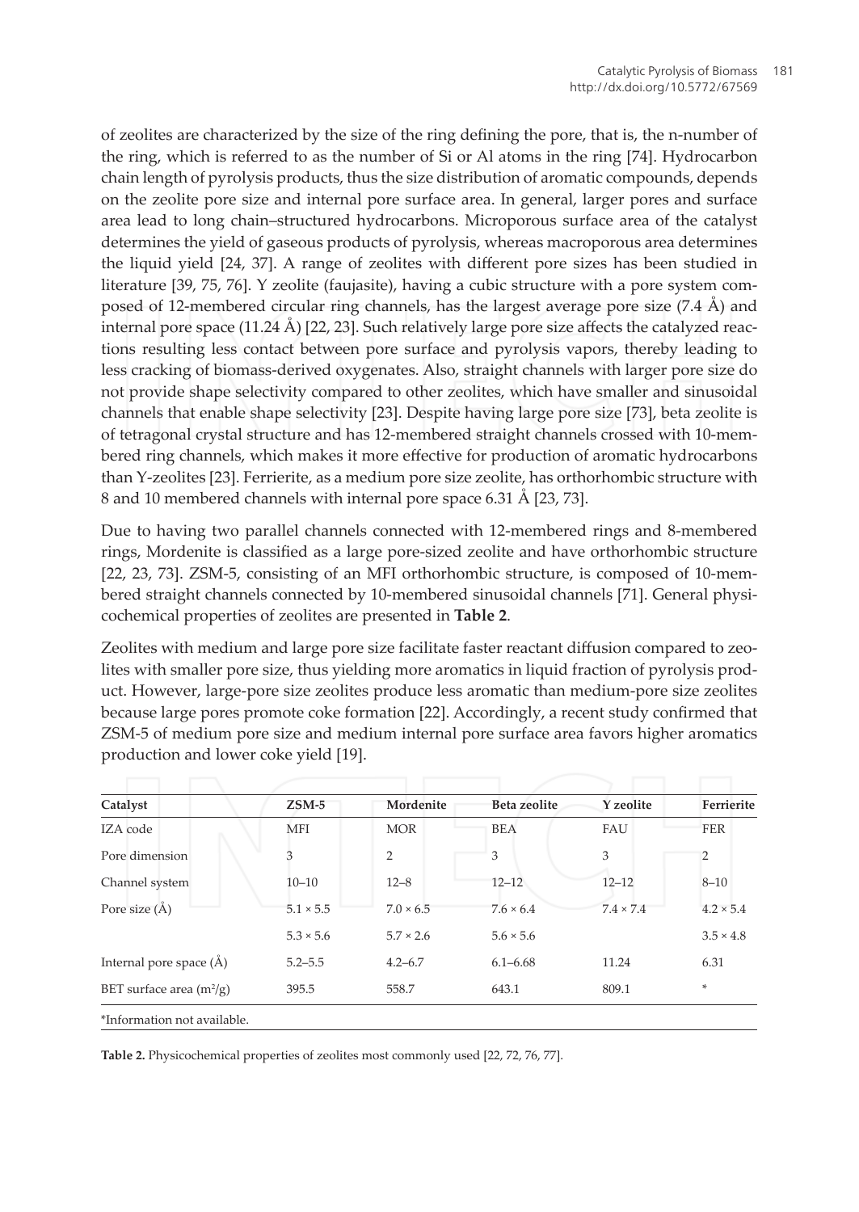of zeolites are characterized by the size of the ring defining the pore, that is, the n-number of the ring, which is referred to as the number of Si or Al atoms in the ring [74]. Hydrocarbon chain length of pyrolysis products, thus the size distribution of aromatic compounds, depends on the zeolite pore size and internal pore surface area. In general, larger pores and surface area lead to long chain–structured hydrocarbons. Microporous surface area of the catalyst determines the yield of gaseous products of pyrolysis, whereas macroporous area determines the liquid yield [24, 37]. A range of zeolites with different pore sizes has been studied in literature [39, 75, 76]. Y zeolite (faujasite), having a cubic structure with a pore system composed of 12-membered circular ring channels, has the largest average pore size (7.4 Å) and internal pore space (11.24 Å) [22, 23]. Such relatively large pore size affects the catalyzed reactions resulting less contact between pore surface and pyrolysis vapors, thereby leading to less cracking of biomass-derived oxygenates. Also, straight channels with larger pore size do not provide shape selectivity compared to other zeolites, which have smaller and sinusoidal channels that enable shape selectivity [23]. Despite having large pore size [73], beta zeolite is of tetragonal crystal structure and has 12-membered straight channels crossed with 10-membered ring channels, which makes it more effective for production of aromatic hydrocarbons than Y-zeolites [23]. Ferrierite, as a medium pore size zeolite, has orthorhombic structure with 8 and 10 membered channels with internal pore space 6.31 Å [23, 73].

Due to having two parallel channels connected with 12-membered rings and 8-membered rings, Mordenite is classified as a large pore-sized zeolite and have orthorhombic structure [22, 23, 73]. ZSM-5, consisting of an MFI orthorhombic structure, is composed of 10-membered straight channels connected by 10-membered sinusoidal channels [71]. General physicochemical properties of zeolites are presented in **Table 2**.

Zeolites with medium and large pore size facilitate faster reactant diffusion compared to zeolites with smaller pore size, thus yielding more aromatics in liquid fraction of pyrolysis product. However, large-pore size zeolites produce less aromatic than medium-pore size zeolites because large pores promote coke formation [22]. Accordingly, a recent study confirmed that ZSM-5 of medium pore size and medium internal pore surface area favors higher aromatics production and lower coke yield [19].

| Catalyst | ZSM-5 | Mordenite | Beta zeolite | Y zeolite | Ferrierite |
|---|---|---|---|---|---|
| IZA code | MFI | MOR | BEA | FAU | FER |
| Pore dimension | 3 | 2 | 3 | 3 | 2 |
| Channel system | 10–10 | 12–8 | 12–12 | 12–12 | 8–10 |
| Pore size (Å) | 5.1 × 5.5 | 7.0 × 6.5 | 7.6 × 6.4 | 7.4 × 7.4 | 4.2 × 5.4 |
| | 5.3 × 5.6 | 5.7 × 2.6 | 5.6 × 5.6 | | 3.5 × 4.8 |
| Internal pore space (Å) | 5.2–5.5 | 4.2–6.7 | 6.1–6.68 | 11.24 | 6.31 |
| BET surface area ($m^2/g$) | 395.5 | 558.7 | 643.1 | 809.1 | * |

*Information not available.

**Table 2.** Physicochemical properties of zeolites most commonly used [22, 72, 76, 77].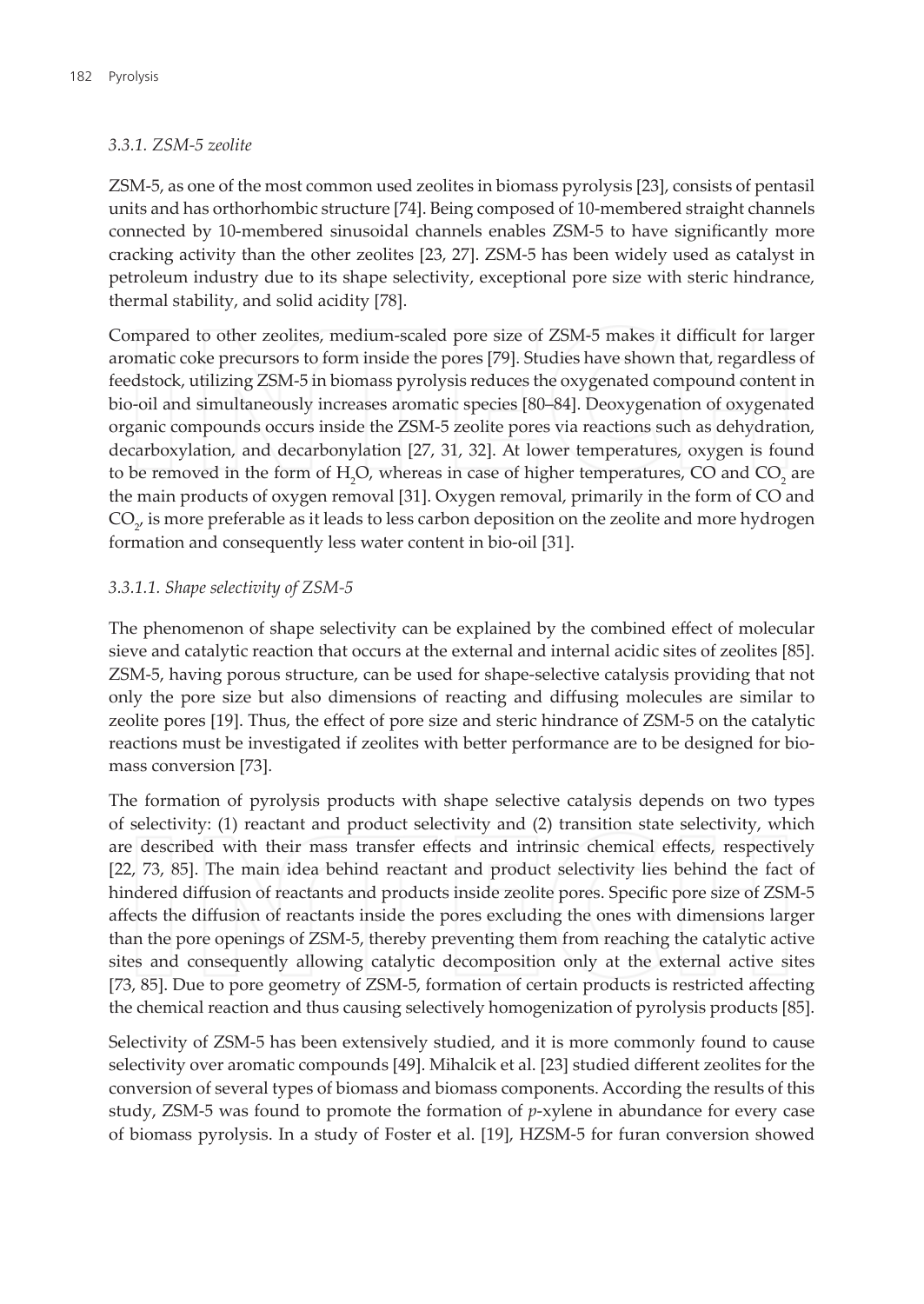### 3.3.1. ZSM-5 zeolite

ZSM-5, as one of the most common used zeolites in biomass pyrolysis [23], consists of pentasil units and has orthorhombic structure [74]. Being composed of 10-membered straight channels connected by 10-membered sinusoidal channels enables ZSM-5 to have significantly more cracking activity than the other zeolites [23, 27]. ZSM-5 has been widely used as catalyst in petroleum industry due to its shape selectivity, exceptional pore size with steric hindrance, thermal stability, and solid acidity [78].

Compared to other zeolites, medium-scaled pore size of ZSM-5 makes it difficult for larger aromatic coke precursors to form inside the pores [79]. Studies have shown that, regardless of feedstock, utilizing ZSM-5 in biomass pyrolysis reduces the oxygenated compound content in bio-oil and simultaneously increases aromatic species [80–84]. Deoxygenation of oxygenated organic compounds occurs inside the ZSM-5 zeolite pores via reactions such as dehydration, decarboxylation, and decarbonylation [27, 31, 32]. At lower temperatures, oxygen is found to be removed in the form of $H_2O$, whereas in case of higher temperatures, CO and $CO_2$ are the main products of oxygen removal [31]. Oxygen removal, primarily in the form of CO and $CO_2$, is more preferable as it leads to less carbon deposition on the zeolite and more hydrogen formation and consequently less water content in bio-oil [31].

#### 3.3.1.1. Shape selectivity of ZSM-5

The phenomenon of shape selectivity can be explained by the combined effect of molecular sieve and catalytic reaction that occurs at the external and internal acidic sites of zeolites [85]. ZSM-5, having porous structure, can be used for shape-selective catalysis providing that not only the pore size but also dimensions of reacting and diffusing molecules are similar to zeolite pores [19]. Thus, the effect of pore size and steric hindrance of ZSM-5 on the catalytic reactions must be investigated if zeolites with better performance are to be designed for biomass conversion [73].

The formation of pyrolysis products with shape selective catalysis depends on two types of selectivity: (1) reactant and product selectivity and (2) transition state selectivity, which are described with their mass transfer effects and intrinsic chemical effects, respectively [22, 73, 85]. The main idea behind reactant and product selectivity lies behind the fact of hindered diffusion of reactants and products inside zeolite pores. Specific pore size of ZSM-5 affects the diffusion of reactants inside the pores excluding the ones with dimensions larger than the pore openings of ZSM-5, thereby preventing them from reaching the catalytic active sites and consequently allowing catalytic decomposition only at the external active sites [73, 85]. Due to pore geometry of ZSM-5, formation of certain products is restricted affecting the chemical reaction and thus causing selectively homogenization of pyrolysis products [85].

Selectivity of ZSM-5 has been extensively studied, and it is more commonly found to cause selectivity over aromatic compounds [49]. Mihalcik et al. [23] studied different zeolites for the conversion of several types of biomass and biomass components. According the results of this study, ZSM-5 was found to promote the formation of *p*-xylene in abundance for every case of biomass pyrolysis. In a study of Foster et al. [19], HZSM-5 for furan conversion showed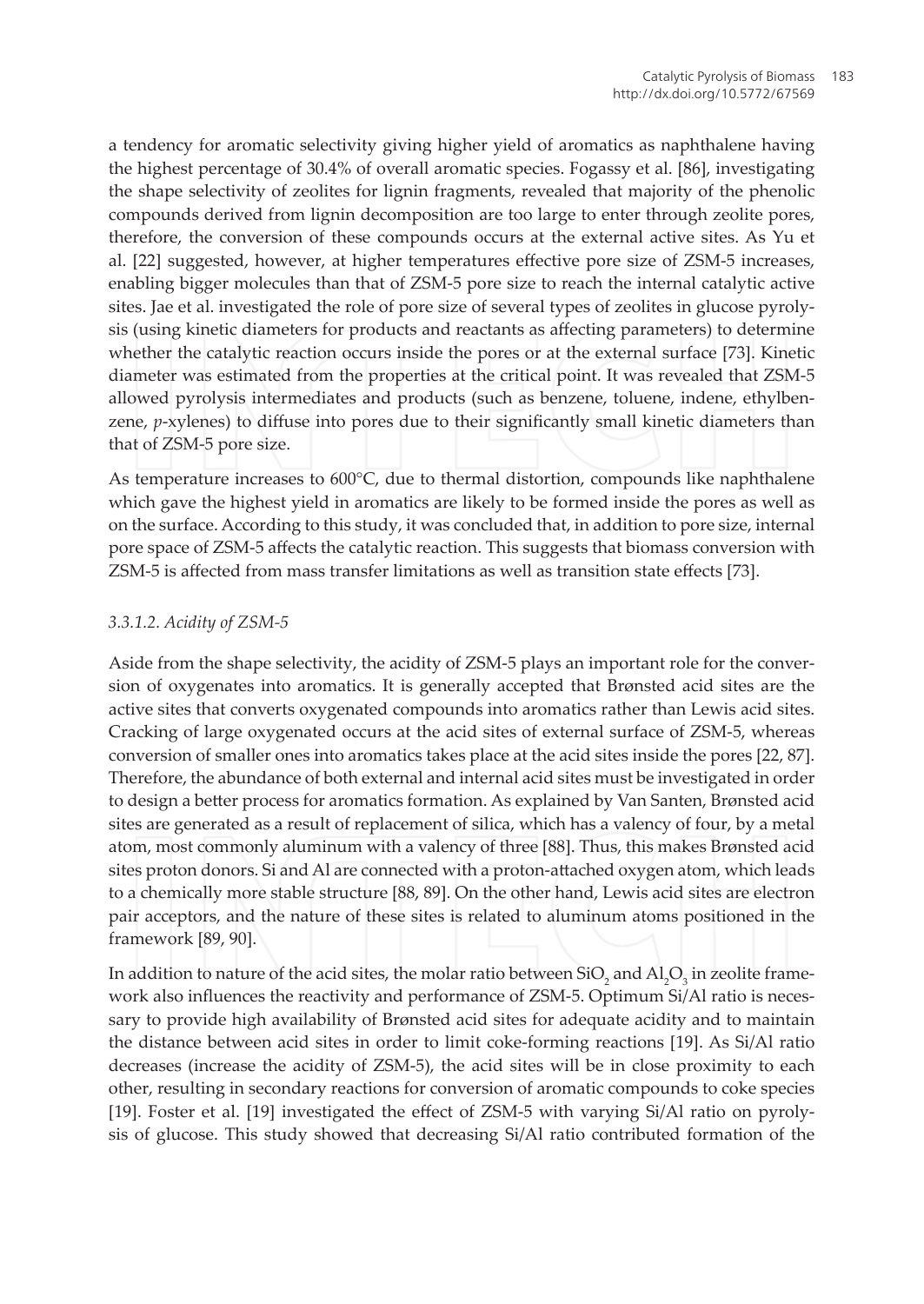a tendency for aromatic selectivity giving higher yield of aromatics as naphthalene having the highest percentage of 30.4% of overall aromatic species. Fogassy et al. [86], investigating the shape selectivity of zeolites for lignin fragments, revealed that majority of the phenolic compounds derived from lignin decomposition are too large to enter through zeolite pores, therefore, the conversion of these compounds occurs at the external active sites. As Yu et al. [22] suggested, however, at higher temperatures effective pore size of ZSM-5 increases, enabling bigger molecules than that of ZSM-5 pore size to reach the internal catalytic active sites. Jae et al. investigated the role of pore size of several types of zeolites in glucose pyrolysis (using kinetic diameters for products and reactants as affecting parameters) to determine whether the catalytic reaction occurs inside the pores or at the external surface [73]. Kinetic diameter was estimated from the properties at the critical point. It was revealed that ZSM-5 allowed pyrolysis intermediates and products (such as benzene, toluene, indene, ethylbenzene, *p*-xylenes) to diffuse into pores due to their significantly small kinetic diameters than that of ZSM-5 pore size.

As temperature increases to 600°C, due to thermal distortion, compounds like naphthalene which gave the highest yield in aromatics are likely to be formed inside the pores as well as on the surface. According to this study, it was concluded that, in addition to pore size, internal pore space of ZSM-5 affects the catalytic reaction. This suggests that biomass conversion with ZSM-5 is affected from mass transfer limitations as well as transition state effects [73].

#### *3.3.1.2. Acidity of ZSM-5*

Aside from the shape selectivity, the acidity of ZSM-5 plays an important role for the conversion of oxygenates into aromatics. It is generally accepted that Brønsted acid sites are the active sites that converts oxygenated compounds into aromatics rather than Lewis acid sites. Cracking of large oxygenated occurs at the acid sites of external surface of ZSM-5, whereas conversion of smaller ones into aromatics takes place at the acid sites inside the pores [22, 87]. Therefore, the abundance of both external and internal acid sites must be investigated in order to design a better process for aromatics formation. As explained by Van Santen, Brønsted acid sites are generated as a result of replacement of silica, which has a valency of four, by a metal atom, most commonly aluminum with a valency of three [88]. Thus, this makes Brønsted acid sites proton donors. Si and Al are connected with a proton-attached oxygen atom, which leads to a chemically more stable structure [88, 89]. On the other hand, Lewis acid sites are electron pair acceptors, and the nature of these sites is related to aluminum atoms positioned in the framework [89, 90].

In addition to nature of the acid sites, the molar ratio between $SiO_2$ and $Al_2O_3$ in zeolite framework also influences the reactivity and performance of ZSM-5. Optimum Si/Al ratio is necessary to provide high availability of Brønsted acid sites for adequate acidity and to maintain the distance between acid sites in order to limit coke-forming reactions [19]. As Si/Al ratio decreases (increase the acidity of ZSM-5), the acid sites will be in close proximity to each other, resulting in secondary reactions for conversion of aromatic compounds to coke species [19]. Foster et al. [19] investigated the effect of ZSM-5 with varying Si/Al ratio on pyrolysis of glucose. This study showed that decreasing Si/Al ratio contributed formation of the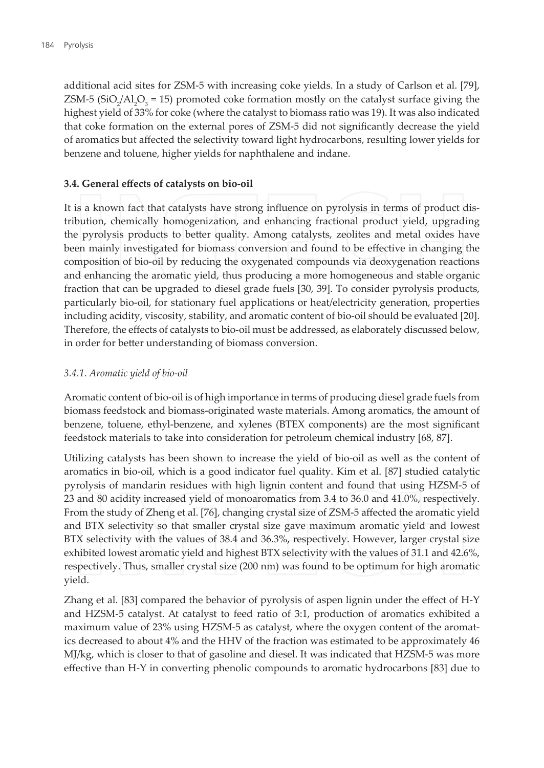additional acid sites for ZSM-5 with increasing coke yields. In a study of Carlson et al. [79], ZSM-5 ($SiO_2/Al_2O_3$ = 15) promoted coke formation mostly on the catalyst surface giving the highest yield of 33% for coke (where the catalyst to biomass ratio was 19). It was also indicated that coke formation on the external pores of ZSM-5 did not significantly decrease the yield of aromatics but affected the selectivity toward light hydrocarbons, resulting lower yields for benzene and toluene, higher yields for naphthalene and indane.

### 3.4. General effects of catalysts on bio-oil

It is a known fact that catalysts have strong influence on pyrolysis in terms of product distribution, chemically homogenization, and enhancing fractional product yield, upgrading the pyrolysis products to better quality. Among catalysts, zeolites and metal oxides have been mainly investigated for biomass conversion and found to be effective in changing the composition of bio-oil by reducing the oxygenated compounds via deoxygenation reactions and enhancing the aromatic yield, thus producing a more homogeneous and stable organic fraction that can be upgraded to diesel grade fuels [30, 39]. To consider pyrolysis products, particularly bio-oil, for stationary fuel applications or heat/electricity generation, properties including acidity, viscosity, stability, and aromatic content of bio-oil should be evaluated [20]. Therefore, the effects of catalysts to bio-oil must be addressed, as elaborately discussed below, in order for better understanding of biomass conversion.

#### *3.4.1. Aromatic yield of bio-oil*

Aromatic content of bio-oil is of high importance in terms of producing diesel grade fuels from biomass feedstock and biomass-originated waste materials. Among aromatics, the amount of benzene, toluene, ethyl-benzene, and xylenes (BTEX components) are the most significant feedstock materials to take into consideration for petroleum chemical industry [68, 87].

Utilizing catalysts has been shown to increase the yield of bio-oil as well as the content of aromatics in bio-oil, which is a good indicator fuel quality. Kim et al. [87] studied catalytic pyrolysis of mandarin residues with high lignin content and found that using HZSM-5 of 23 and 80 acidity increased yield of monoaromatics from 3.4 to 36.0 and 41.0%, respectively. From the study of Zheng et al. [76], changing crystal size of ZSM-5 affected the aromatic yield and BTX selectivity so that smaller crystal size gave maximum aromatic yield and lowest BTX selectivity with the values of 38.4 and 36.3%, respectively. However, larger crystal size exhibited lowest aromatic yield and highest BTX selectivity with the values of 31.1 and 42.6%, respectively. Thus, smaller crystal size (200 nm) was found to be optimum for high aromatic yield.

Zhang et al. [83] compared the behavior of pyrolysis of aspen lignin under the effect of H-Y and HZSM-5 catalyst. At catalyst to feed ratio of 3:1, production of aromatics exhibited a maximum value of 23% using HZSM-5 as catalyst, where the oxygen content of the aromatics decreased to about 4% and the HHV of the fraction was estimated to be approximately 46 MJ/kg, which is closer to that of gasoline and diesel. It was indicated that HZSM-5 was more effective than H-Y in converting phenolic compounds to aromatic hydrocarbons [83] due to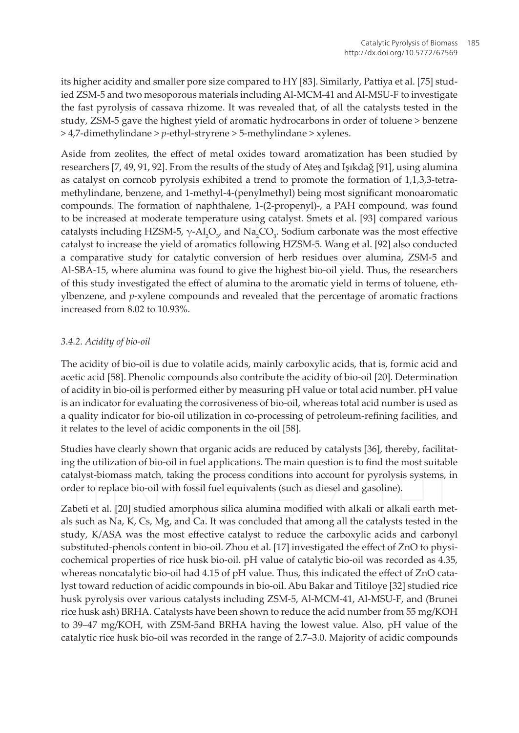its higher acidity and smaller pore size compared to HY [83]. Similarly, Pattiya et al. [75] studied ZSM-5 and two mesoporous materials including Al-MCM-41 and Al-MSU-F to investigate the fast pyrolysis of cassava rhizome. It was revealed that, of all the catalysts tested in the study, ZSM-5 gave the highest yield of aromatic hydrocarbons in order of toluene > benzene > 4,7-dimethylindane > *p*-ethyl-stryrene > 5-methylindane > xylenes.

Aside from zeolites, the effect of metal oxides toward aromatization has been studied by researchers [7, 49, 91, 92]. From the results of the study of Ateş and Işıkdağ [91], using alumina as catalyst on corncob pyrolysis exhibited a trend to promote the formation of 1,1,3,3-tetramethylindane, benzene, and 1-methyl-4-(penylmethyl) being most significant monoaromatic compounds. The formation of naphthalene, 1-(2-propenyl)-, a PAH compound, was found to be increased at moderate temperature using catalyst. Smets et al. [93] compared various catalysts including HZSM-5, $\gamma$-$Al_2O_3$, and $Na_2CO_3$. Sodium carbonate was the most effective catalyst to increase the yield of aromatics following HZSM-5. Wang et al. [92] also conducted a comparative study for catalytic conversion of herb residues over alumina, ZSM-5 and Al-SBA-15, where alumina was found to give the highest bio-oil yield. Thus, the researchers of this study investigated the effect of alumina to the aromatic yield in terms of toluene, ethylbenzene, and *p*-xylene compounds and revealed that the percentage of aromatic fractions increased from 8.02 to 10.93%.

### 3.4.2. Acidity of bio-oil

The acidity of bio-oil is due to volatile acids, mainly carboxylic acids, that is, formic acid and acetic acid [58]. Phenolic compounds also contribute the acidity of bio-oil [20]. Determination of acidity in bio-oil is performed either by measuring pH value or total acid number. pH value is an indicator for evaluating the corrosiveness of bio-oil, whereas total acid number is used as a quality indicator for bio-oil utilization in co-processing of petroleum-refining facilities, and it relates to the level of acidic components in the oil [58].

Studies have clearly shown that organic acids are reduced by catalysts [36], thereby, facilitating the utilization of bio-oil in fuel applications. The main question is to find the most suitable catalyst-biomass match, taking the process conditions into account for pyrolysis systems, in order to replace bio-oil with fossil fuel equivalents (such as diesel and gasoline).

Zabeti et al. [20] studied amorphous silica alumina modified with alkali or alkali earth metals such as Na, K, Cs, Mg, and Ca. It was concluded that among all the catalysts tested in the study, K/ASA was the most effective catalyst to reduce the carboxylic acids and carbonyl substituted-phenols content in bio-oil. Zhou et al. [17] investigated the effect of ZnO to physicochemical properties of rice husk bio-oil. pH value of catalytic bio-oil was recorded as 4.35, whereas noncatalytic bio-oil had 4.15 of pH value. Thus, this indicated the effect of ZnO catalyst toward reduction of acidic compounds in bio-oil. Abu Bakar and Titiloye [32] studied rice husk pyrolysis over various catalysts including ZSM-5, Al-MCM-41, Al-MSU-F, and (Brunei rice husk ash) BRHA. Catalysts have been shown to reduce the acid number from 55 mg/KOH to 39–47 mg/KOH, with ZSM-5and BRHA having the lowest value. Also, pH value of the catalytic rice husk bio-oil was recorded in the range of 2.7–3.0. Majority of acidic compounds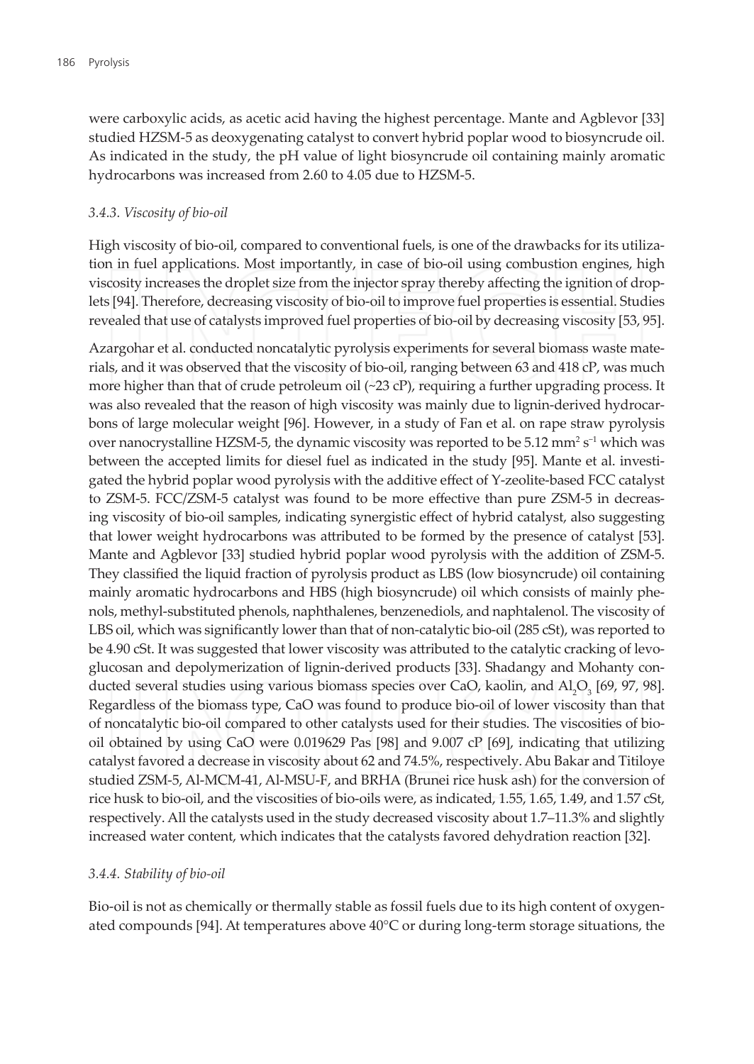were carboxylic acids, as acetic acid having the highest percentage. Mante and Agblevor [33] studied HZSM-5 as deoxygenating catalyst to convert hybrid poplar wood to biosyncrude oil. As indicated in the study, the pH value of light biosyncrude oil containing mainly aromatic hydrocarbons was increased from 2.60 to 4.05 due to HZSM-5.

### *3.4.3. Viscosity of bio-oil*

High viscosity of bio-oil, compared to conventional fuels, is one of the drawbacks for its utilization in fuel applications. Most importantly, in case of bio-oil using combustion engines, high viscosity increases the droplet size from the injector spray thereby affecting the ignition of droplets [94]. Therefore, decreasing viscosity of bio-oil to improve fuel properties is essential. Studies revealed that use of catalysts improved fuel properties of bio-oil by decreasing viscosity [53, 95].

Azargohar et al. conducted noncatalytic pyrolysis experiments for several biomass waste materials, and it was observed that the viscosity of bio-oil, ranging between 63 and 418 cP, was much more higher than that of crude petroleum oil (~23 cP), requiring a further upgrading process. It was also revealed that the reason of high viscosity was mainly due to lignin-derived hydrocarbons of large molecular weight [96]. However, in a study of Fan et al. on rape straw pyrolysis over nanocrystalline HZSM-5, the dynamic viscosity was reported to be 5.12 $mm^2\ s^{-1}$ which was between the accepted limits for diesel fuel as indicated in the study [95]. Mante et al. investigated the hybrid poplar wood pyrolysis with the additive effect of Y-zeolite-based FCC catalyst to ZSM-5. FCC/ZSM-5 catalyst was found to be more effective than pure ZSM-5 in decreasing viscosity of bio-oil samples, indicating synergistic effect of hybrid catalyst, also suggesting that lower weight hydrocarbons was attributed to be formed by the presence of catalyst [53]. Mante and Agblevor [33] studied hybrid poplar wood pyrolysis with the addition of ZSM-5. They classified the liquid fraction of pyrolysis product as LBS (low biosyncrude) oil containing mainly aromatic hydrocarbons and HBS (high biosyncrude) oil which consists of mainly phenols, methyl-substituted phenols, naphthalenes, benzenediols, and naphtalenol. The viscosity of LBS oil, which was significantly lower than that of non-catalytic bio-oil (285 cSt), was reported to be 4.90 cSt. It was suggested that lower viscosity was attributed to the catalytic cracking of levoglucosan and depolymerization of lignin-derived products [33]. Shadangy and Mohanty conducted several studies using various biomass species over CaO, kaolin, and $Al_2O_3$ [69, 97, 98]. Regardless of the biomass type, CaO was found to produce bio-oil of lower viscosity than that of noncatalytic bio-oil compared to other catalysts used for their studies. The viscosities of bio-oil obtained by using CaO were 0.019629 Pas [98] and 9.007 cP [69], indicating that utilizing catalyst favored a decrease in viscosity about 62 and 74.5%, respectively. Abu Bakar and Titiloye studied ZSM-5, Al-MCM-41, Al-MSU-F, and BRHA (Brunei rice husk ash) for the conversion of rice husk to bio-oil, and the viscosities of bio-oils were, as indicated, 1.55, 1.65, 1.49, and 1.57 cSt, respectively. All the catalysts used in the study decreased viscosity about 1.7–11.3% and slightly increased water content, which indicates that the catalysts favored dehydration reaction [32].

### *3.4.4. Stability of bio-oil*

Bio-oil is not as chemically or thermally stable as fossil fuels due to its high content of oxygenated compounds [94]. At temperatures above 40°C or during long-term storage situations, the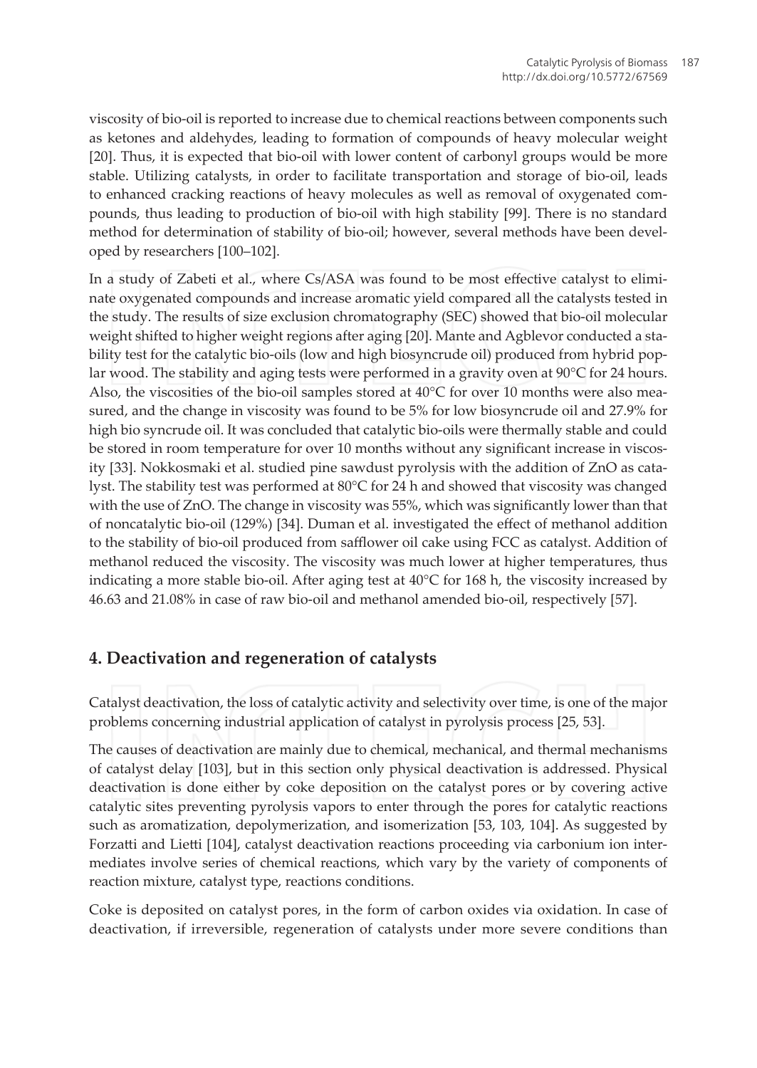viscosity of bio-oil is reported to increase due to chemical reactions between components such as ketones and aldehydes, leading to formation of compounds of heavy molecular weight [20]. Thus, it is expected that bio-oil with lower content of carbonyl groups would be more stable. Utilizing catalysts, in order to facilitate transportation and storage of bio-oil, leads to enhanced cracking reactions of heavy molecules as well as removal of oxygenated compounds, thus leading to production of bio-oil with high stability [99]. There is no standard method for determination of stability of bio-oil; however, several methods have been developed by researchers [100–102].

In a study of Zabeti et al., where Cs/ASA was found to be most effective catalyst to eliminate oxygenated compounds and increase aromatic yield compared all the catalysts tested in the study. The results of size exclusion chromatography (SEC) showed that bio-oil molecular weight shifted to higher weight regions after aging [20]. Mante and Agblevor conducted a stability test for the catalytic bio-oils (low and high biosyncrude oil) produced from hybrid poplar wood. The stability and aging tests were performed in a gravity oven at 90°C for 24 hours. Also, the viscosities of the bio-oil samples stored at 40°C for over 10 months were also measured, and the change in viscosity was found to be 5% for low biosyncrude oil and 27.9% for high bio syncrude oil. It was concluded that catalytic bio-oils were thermally stable and could be stored in room temperature for over 10 months without any significant increase in viscosity [33]. Nokkosmaki et al. studied pine sawdust pyrolysis with the addition of ZnO as catalyst. The stability test was performed at 80°C for 24 h and showed that viscosity was changed with the use of ZnO. The change in viscosity was 55%, which was significantly lower than that of noncatalytic bio-oil (129%) [34]. Duman et al. investigated the effect of methanol addition to the stability of bio-oil produced from safflower oil cake using FCC as catalyst. Addition of methanol reduced the viscosity. The viscosity was much lower at higher temperatures, thus indicating a more stable bio-oil. After aging test at 40°C for 168 h, the viscosity increased by 46.63 and 21.08% in case of raw bio-oil and methanol amended bio-oil, respectively [57].

## 4. Deactivation and regeneration of catalysts

Catalyst deactivation, the loss of catalytic activity and selectivity over time, is one of the major problems concerning industrial application of catalyst in pyrolysis process [25, 53].

The causes of deactivation are mainly due to chemical, mechanical, and thermal mechanisms of catalyst delay [103], but in this section only physical deactivation is addressed. Physical deactivation is done either by coke deposition on the catalyst pores or by covering active catalytic sites preventing pyrolysis vapors to enter through the pores for catalytic reactions such as aromatization, depolymerization, and isomerization [53, 103, 104]. As suggested by Forzatti and Lietti [104], catalyst deactivation reactions proceeding via carbonium ion intermediates involve series of chemical reactions, which vary by the variety of components of reaction mixture, catalyst type, reactions conditions.

Coke is deposited on catalyst pores, in the form of carbon oxides via oxidation. In case of deactivation, if irreversible, regeneration of catalysts under more severe conditions than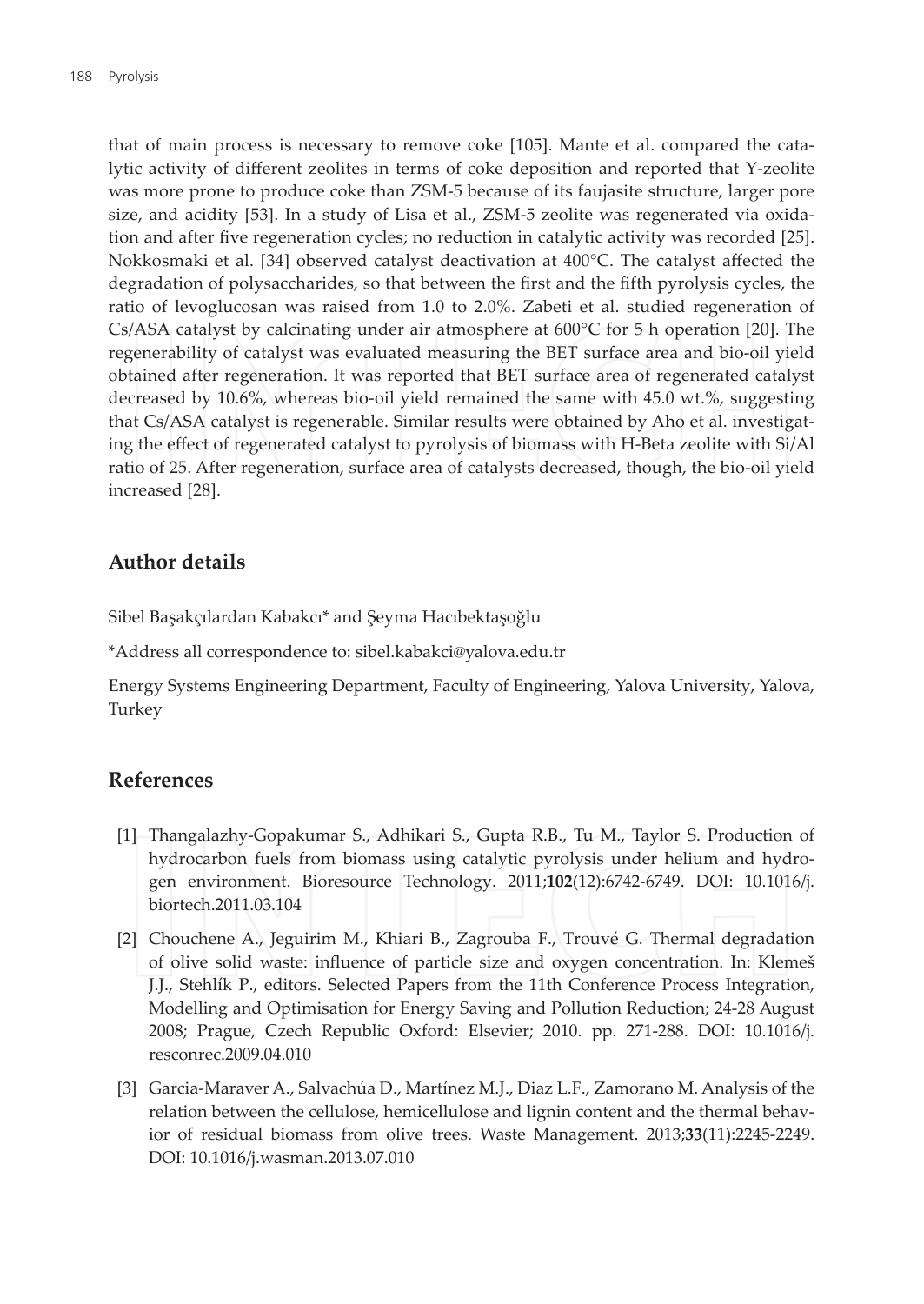that of main process is necessary to remove coke [105]. Mante et al. compared the catalytic activity of different zeolites in terms of coke deposition and reported that Y-zeolite was more prone to produce coke than ZSM-5 because of its faujasite structure, larger pore size, and acidity [53]. In a study of Lisa et al., ZSM-5 zeolite was regenerated via oxidation and after five regeneration cycles; no reduction in catalytic activity was recorded [25]. Nokkosmaki et al. [34] observed catalyst deactivation at 400°C. The catalyst affected the degradation of polysaccharides, so that between the first and the fifth pyrolysis cycles, the ratio of levoglucosan was raised from 1.0 to 2.0%. Zabeti et al. studied regeneration of Cs/ASA catalyst by calcinating under air atmosphere at 600°C for 5 h operation [20]. The regenerability of catalyst was evaluated measuring the BET surface area and bio-oil yield obtained after regeneration. It was reported that BET surface area of regenerated catalyst decreased by 10.6%, whereas bio-oil yield remained the same with 45.0 wt.%, suggesting that Cs/ASA catalyst is regenerable. Similar results were obtained by Aho et al. investigating the effect of regenerated catalyst to pyrolysis of biomass with H-Beta zeolite with Si/Al ratio of 25. After regeneration, surface area of catalysts decreased, though, the bio-oil yield increased [28].

## Author details

Sibel Başakçılardan Kabakcı* and Şeyma Hacıbektaşoğlu

*Address all correspondence to: sibel.kabakci@yalova.edu.tr

Energy Systems Engineering Department, Faculty of Engineering, Yalova University, Yalova, Turkey

## References

[1] Thangalazhy-Gopakumar S., Adhikari S., Gupta R.B., Tu M., Taylor S. Production of hydrocarbon fuels from biomass using catalytic pyrolysis under helium and hydrogen environment. Bioresource Technology. 2011;**102**(12):6742-6749. DOI: 10.1016/j.biortech.2011.03.104

[2] Chouchene A., Jeguirim M., Khiari B., Zagrouba F., Trouvé G. Thermal degradation of olive solid waste: influence of particle size and oxygen concentration. In: Klemeš J.J., Stehlík P., editors. Selected Papers from the 11th Conference Process Integration, Modelling and Optimisation for Energy Saving and Pollution Reduction; 24-28 August 2008; Prague, Czech Republic Oxford: Elsevier; 2010. pp. 271-288. DOI: 10.1016/j.resconrec.2009.04.010

[3] Garcia-Maraver A., Salvachúa D., Martínez M.J., Diaz L.F., Zamorano M. Analysis of the relation between the cellulose, hemicellulose and lignin content and the thermal behavior of residual biomass from olive trees. Waste Management. 2013;**33**(11):2245-2249. DOI: 10.1016/j.wasman.2013.07.010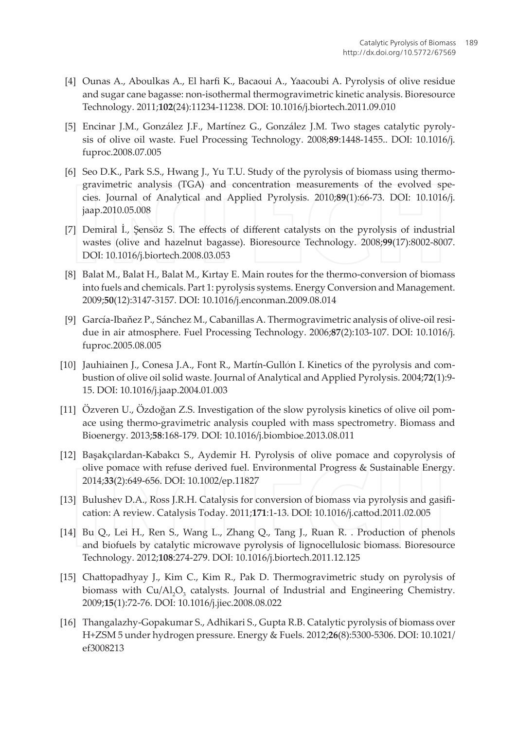[4] Ounas A., Aboulkas A., El harfi K., Bacaoui A., Yaacoubi A. Pyrolysis of olive residue and sugar cane bagasse: non-isothermal thermogravimetric kinetic analysis. Bioresource Technology. 2011;**102**(24):11234-11238. DOI: 10.1016/j.biortech.2011.09.010

[5] Encinar J.M., González J.F., Martínez G., González J.M. Two stages catalytic pyrolysis of olive oil waste. Fuel Processing Technology. 2008;**89**:1448-1455.. DOI: 10.1016/j.fuproc.2008.07.005

[6] Seo D.K., Park S.S., Hwang J., Yu T.U. Study of the pyrolysis of biomass using thermogravimetric analysis (TGA) and concentration measurements of the evolved species. Journal of Analytical and Applied Pyrolysis. 2010;**89**(1):66-73. DOI: 10.1016/j.jaap.2010.05.008

[7] Demiral İ., Şensöz S. The effects of different catalysts on the pyrolysis of industrial wastes (olive and hazelnut bagasse). Bioresource Technology. 2008;**99**(17):8002-8007. DOI: 10.1016/j.biortech.2008.03.053

[8] Balat M., Balat H., Balat M., Kırtay E. Main routes for the thermo-conversion of biomass into fuels and chemicals. Part 1: pyrolysis systems. Energy Conversion and Management. 2009;**50**(12):3147-3157. DOI: 10.1016/j.enconman.2009.08.014

[9] García-Ibaňez P., Sánchez M., Cabanillas A. Thermogravimetric analysis of olive-oil residue in air atmosphere. Fuel Processing Technology. 2006;**87**(2):103-107. DOI: 10.1016/j.fuproc.2005.08.005

[10] Jauhiainen J., Conesa J.A., Font R., Martín-Gullón I. Kinetics of the pyrolysis and combustion of olive oil solid waste. Journal of Analytical and Applied Pyrolysis. 2004;**72**(1):9-15. DOI: 10.1016/j.jaap.2004.01.003

[11] Özveren U., Özdoğan Z.S. Investigation of the slow pyrolysis kinetics of olive oil pomace using thermo-gravimetric analysis coupled with mass spectrometry. Biomass and Bioenergy. 2013;**58**:168-179. DOI: 10.1016/j.biombioe.2013.08.011

[12] Başakçılardan-Kabakcı S., Aydemir H. Pyrolysis of olive pomace and copyrolysis of olive pomace with refuse derived fuel. Environmental Progress & Sustainable Energy. 2014;**33**(2):649-656. DOI: 10.1002/ep.11827

[13] Bulushev D.A., Ross J.R.H. Catalysis for conversion of biomass via pyrolysis and gasification: A review. Catalysis Today. 2011;**171**:1-13. DOI: 10.1016/j.cattod.2011.02.005

[14] Bu Q., Lei H., Ren S., Wang L., Zhang Q., Tang J., Ruan R. . Production of phenols and biofuels by catalytic microwave pyrolysis of lignocellulosic biomass. Bioresource Technology. 2012;**108**:274-279. DOI: 10.1016/j.biortech.2011.12.125

[15] Chattopadhyay J., Kim C., Kim R., Pak D. Thermogravimetric study on pyrolysis of biomass with $Cu/Al_2O_3$ catalysts. Journal of Industrial and Engineering Chemistry. 2009;**15**(1):72-76. DOI: 10.1016/j.jiec.2008.08.022

[16] Thangalazhy-Gopakumar S., Adhikari S., Gupta R.B. Catalytic pyrolysis of biomass over H+ZSM 5 under hydrogen pressure. Energy & Fuels. 2012;**26**(8):5300-5306. DOI: 10.1021/ef3008213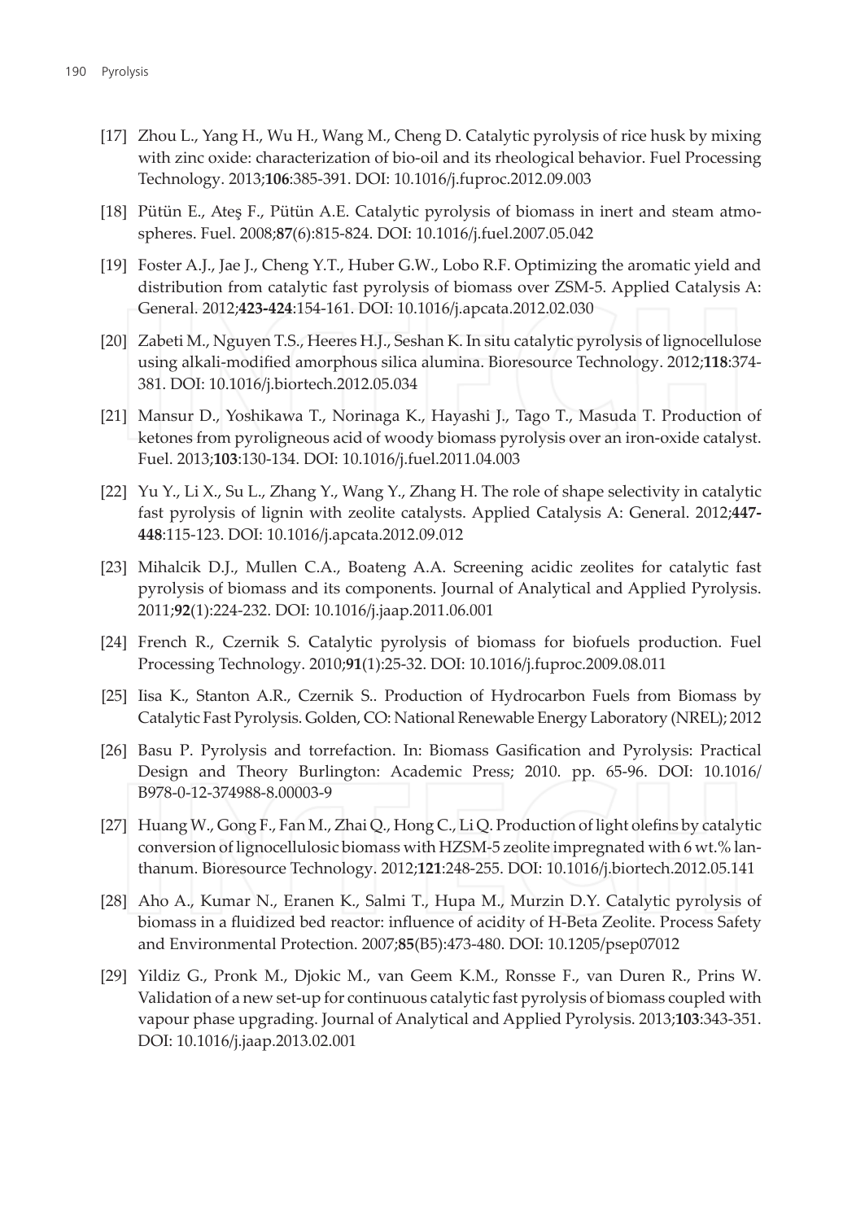[17] Zhou L., Yang H., Wu H., Wang M., Cheng D. Catalytic pyrolysis of rice husk by mixing with zinc oxide: characterization of bio-oil and its rheological behavior. Fuel Processing Technology. 2013;**106**:385-391. DOI: 10.1016/j.fuproc.2012.09.003

[18] Pütün E., Ateş F., Pütün A.E. Catalytic pyrolysis of biomass in inert and steam atmospheres. Fuel. 2008;**87**(6):815-824. DOI: 10.1016/j.fuel.2007.05.042

[19] Foster A.J., Jae J., Cheng Y.T., Huber G.W., Lobo R.F. Optimizing the aromatic yield and distribution from catalytic fast pyrolysis of biomass over ZSM-5. Applied Catalysis A: General. 2012;**423-424**:154-161. DOI: 10.1016/j.apcata.2012.02.030

[20] Zabeti M., Nguyen T.S., Heeres H.J., Seshan K. In situ catalytic pyrolysis of lignocellulose using alkali-modified amorphous silica alumina. Bioresource Technology. 2012;**118**:374-381. DOI: 10.1016/j.biortech.2012.05.034

[21] Mansur D., Yoshikawa T., Norinaga K., Hayashi J., Tago T., Masuda T. Production of ketones from pyroligneous acid of woody biomass pyrolysis over an iron-oxide catalyst. Fuel. 2013;**103**:130-134. DOI: 10.1016/j.fuel.2011.04.003

[22] Yu Y., Li X., Su L., Zhang Y., Wang Y., Zhang H. The role of shape selectivity in catalytic fast pyrolysis of lignin with zeolite catalysts. Applied Catalysis A: General. 2012;**447-448**:115-123. DOI: 10.1016/j.apcata.2012.09.012

[23] Mihalcik D.J., Mullen C.A., Boateng A.A. Screening acidic zeolites for catalytic fast pyrolysis of biomass and its components. Journal of Analytical and Applied Pyrolysis. 2011;**92**(1):224-232. DOI: 10.1016/j.jaap.2011.06.001

[24] French R., Czernik S. Catalytic pyrolysis of biomass for biofuels production. Fuel Processing Technology. 2010;**91**(1):25-32. DOI: 10.1016/j.fuproc.2009.08.011

[25] Iisa K., Stanton A.R., Czernik S.. Production of Hydrocarbon Fuels from Biomass by Catalytic Fast Pyrolysis. Golden, CO: National Renewable Energy Laboratory (NREL); 2012

[26] Basu P. Pyrolysis and torrefaction. In: Biomass Gasification and Pyrolysis: Practical Design and Theory Burlington: Academic Press; 2010. pp. 65-96. DOI: 10.1016/B978-0-12-374988-8.00003-9

[27] Huang W., Gong F., Fan M., Zhai Q., Hong C., Li Q. Production of light olefins by catalytic conversion of lignocellulosic biomass with HZSM-5 zeolite impregnated with 6 wt.% lanthanum. Bioresource Technology. 2012;**121**:248-255. DOI: 10.1016/j.biortech.2012.05.141

[28] Aho A., Kumar N., Eranen K., Salmi T., Hupa M., Murzin D.Y. Catalytic pyrolysis of biomass in a fluidized bed reactor: influence of acidity of H-Beta Zeolite. Process Safety and Environmental Protection. 2007;**85**(B5):473-480. DOI: 10.1205/psep07012

[29] Yildiz G., Pronk M., Djokic M., van Geem K.M., Ronsse F., van Duren R., Prins W. Validation of a new set-up for continuous catalytic fast pyrolysis of biomass coupled with vapour phase upgrading. Journal of Analytical and Applied Pyrolysis. 2013;**103**:343-351. DOI: 10.1016/j.jaap.2013.02.001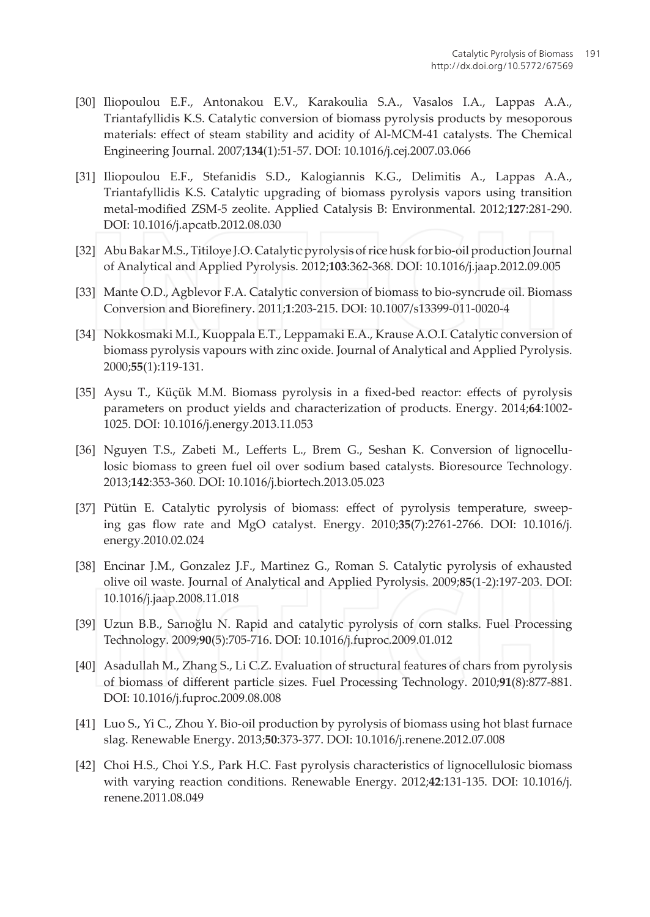[30] Iliopoulou E.F., Antonakou E.V., Karakoulia S.A., Vasalos I.A., Lappas A.A., Triantafyllidis K.S. Catalytic conversion of biomass pyrolysis products by mesoporous materials: effect of steam stability and acidity of Al-MCM-41 catalysts. The Chemical Engineering Journal. 2007;**134**(1):51-57. DOI: 10.1016/j.cej.2007.03.066

[31] Iliopoulou E.F., Stefanidis S.D., Kalogiannis K.G., Delimitis A., Lappas A.A., Triantafyllidis K.S. Catalytic upgrading of biomass pyrolysis vapors using transition metal-modified ZSM-5 zeolite. Applied Catalysis B: Environmental. 2012;**127**:281-290. DOI: 10.1016/j.apcatb.2012.08.030

[32] Abu Bakar M.S., Titiloye J.O. Catalytic pyrolysis of rice husk for bio-oil production Journal of Analytical and Applied Pyrolysis. 2012;**103**:362-368. DOI: 10.1016/j.jaap.2012.09.005

[33] Mante O.D., Agblevor F.A. Catalytic conversion of biomass to bio-syncrude oil. Biomass Conversion and Biorefinery. 2011;**1**:203-215. DOI: 10.1007/s13399-011-0020-4

[34] Nokkosmaki M.I., Kuoppala E.T., Leppamaki E.A., Krause A.O.I. Catalytic conversion of biomass pyrolysis vapours with zinc oxide. Journal of Analytical and Applied Pyrolysis. 2000;**55**(1):119-131.

[35] Aysu T., Küçük M.M. Biomass pyrolysis in a fixed-bed reactor: effects of pyrolysis parameters on product yields and characterization of products. Energy. 2014;**64**:1002-1025. DOI: 10.1016/j.energy.2013.11.053

[36] Nguyen T.S., Zabeti M., Lefferts L., Brem G., Seshan K. Conversion of lignocellulosic biomass to green fuel oil over sodium based catalysts. Bioresource Technology. 2013;**142**:353-360. DOI: 10.1016/j.biortech.2013.05.023

[37] Pütün E. Catalytic pyrolysis of biomass: effect of pyrolysis temperature, sweeping gas flow rate and MgO catalyst. Energy. 2010;**35**(7):2761-2766. DOI: 10.1016/j.energy.2010.02.024

[38] Encinar J.M., Gonzalez J.F., Martinez G., Roman S. Catalytic pyrolysis of exhausted olive oil waste. Journal of Analytical and Applied Pyrolysis. 2009;**85**(1-2):197-203. DOI: 10.1016/j.jaap.2008.11.018

[39] Uzun B.B., Sarıoğlu N. Rapid and catalytic pyrolysis of corn stalks. Fuel Processing Technology. 2009;**90**(5):705-716. DOI: 10.1016/j.fuproc.2009.01.012

[40] Asadullah M., Zhang S., Li C.Z. Evaluation of structural features of chars from pyrolysis of biomass of different particle sizes. Fuel Processing Technology. 2010;**91**(8):877-881. DOI: 10.1016/j.fuproc.2009.08.008

[41] Luo S., Yi C., Zhou Y. Bio-oil production by pyrolysis of biomass using hot blast furnace slag. Renewable Energy. 2013;**50**:373-377. DOI: 10.1016/j.renene.2012.07.008

[42] Choi H.S., Choi Y.S., Park H.C. Fast pyrolysis characteristics of lignocellulosic biomass with varying reaction conditions. Renewable Energy. 2012;**42**:131-135. DOI: 10.1016/j.renene.2011.08.049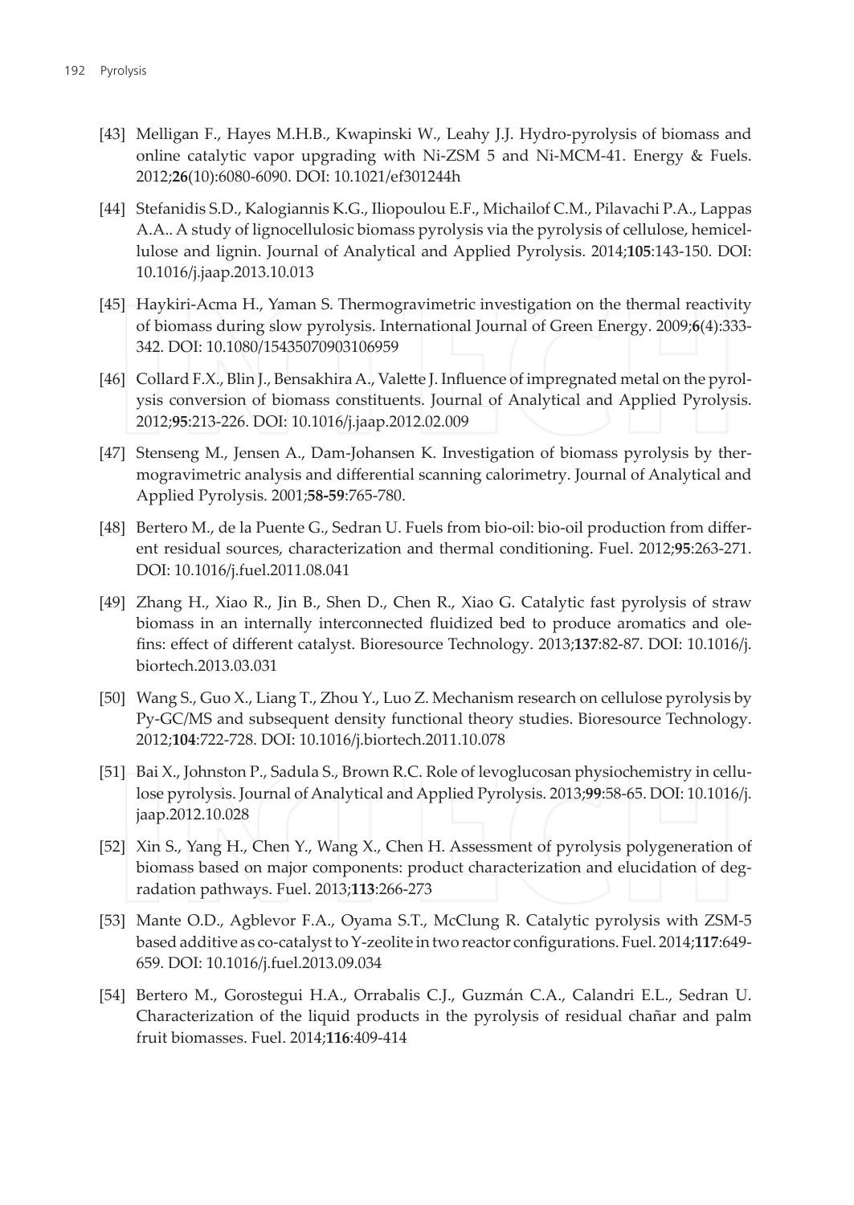[43] Melligan F., Hayes M.H.B., Kwapinski W., Leahy J.J. Hydro-pyrolysis of biomass and online catalytic vapor upgrading with Ni-ZSM 5 and Ni-MCM-41. Energy & Fuels. 2012;**26**(10):6080-6090. DOI: 10.1021/ef301244h

[44] Stefanidis S.D., Kalogiannis K.G., Iliopoulou E.F., Michailof C.M., Pilavachi P.A., Lappas A.A.. A study of lignocellulosic biomass pyrolysis via the pyrolysis of cellulose, hemicellulose and lignin. Journal of Analytical and Applied Pyrolysis. 2014;**105**:143-150. DOI: 10.1016/j.jaap.2013.10.013

[45] Haykiri-Acma H., Yaman S. Thermogravimetric investigation on the thermal reactivity of biomass during slow pyrolysis. International Journal of Green Energy. 2009;**6**(4):333-342. DOI: 10.1080/15435070903106959

[46] Collard F.X., Blin J., Bensakhira A., Valette J. Influence of impregnated metal on the pyrolysis conversion of biomass constituents. Journal of Analytical and Applied Pyrolysis. 2012;**95**:213-226. DOI: 10.1016/j.jaap.2012.02.009

[47] Stenseng M., Jensen A., Dam-Johansen K. Investigation of biomass pyrolysis by thermogravimetric analysis and differential scanning calorimetry. Journal of Analytical and Applied Pyrolysis. 2001;**58-59**:765-780.

[48] Bertero M., de la Puente G., Sedran U. Fuels from bio-oil: bio-oil production from different residual sources, characterization and thermal conditioning. Fuel. 2012;**95**:263-271. DOI: 10.1016/j.fuel.2011.08.041

[49] Zhang H., Xiao R., Jin B., Shen D., Chen R., Xiao G. Catalytic fast pyrolysis of straw biomass in an internally interconnected fluidized bed to produce aromatics and olefins: effect of different catalyst. Bioresource Technology. 2013;**137**:82-87. DOI: 10.1016/j.biortech.2013.03.031

[50] Wang S., Guo X., Liang T., Zhou Y., Luo Z. Mechanism research on cellulose pyrolysis by Py-GC/MS and subsequent density functional theory studies. Bioresource Technology. 2012;**104**:722-728. DOI: 10.1016/j.biortech.2011.10.078

[51] Bai X., Johnston P., Sadula S., Brown R.C. Role of levoglucosan physiochemistry in cellulose pyrolysis. Journal of Analytical and Applied Pyrolysis. 2013;**99**:58-65. DOI: 10.1016/j.jaap.2012.10.028

[52] Xin S., Yang H., Chen Y., Wang X., Chen H. Assessment of pyrolysis polygeneration of biomass based on major components: product characterization and elucidation of degradation pathways. Fuel. 2013;**113**:266-273

[53] Mante O.D., Agblevor F.A., Oyama S.T., McClung R. Catalytic pyrolysis with ZSM-5 based additive as co-catalyst to Y-zeolite in two reactor configurations. Fuel. 2014;**117**:649-659. DOI: 10.1016/j.fuel.2013.09.034

[54] Bertero M., Gorostegui H.A., Orrabalis C.J., Guzmán C.A., Calandri E.L., Sedran U. Characterization of the liquid products in the pyrolysis of residual chañar and palm fruit biomasses. Fuel. 2014;**116**:409-414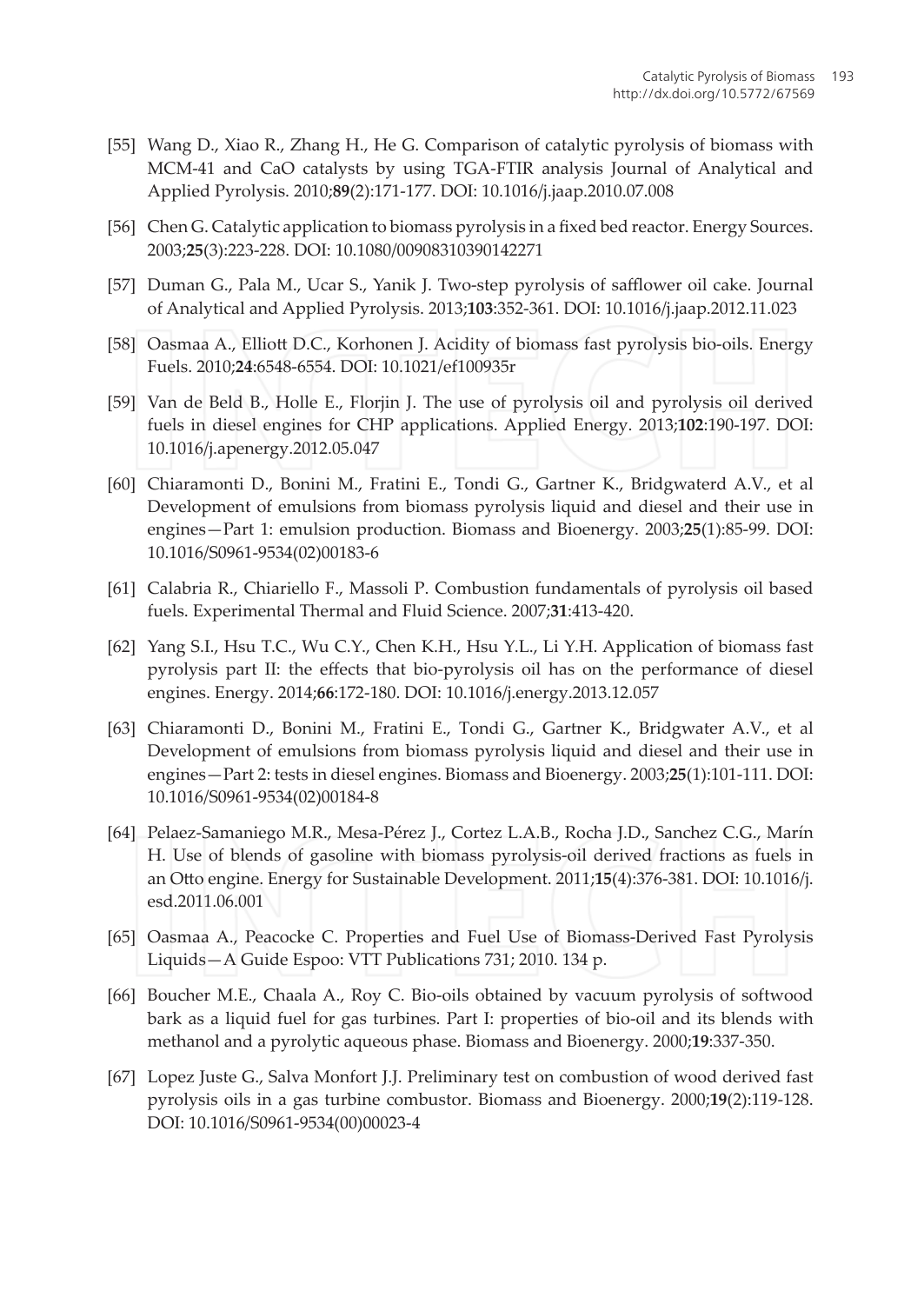[55] Wang D., Xiao R., Zhang H., He G. Comparison of catalytic pyrolysis of biomass with MCM-41 and CaO catalysts by using TGA-FTIR analysis Journal of Analytical and Applied Pyrolysis. 2010;**89**(2):171-177. DOI: 10.1016/j.jaap.2010.07.008

[56] Chen G. Catalytic application to biomass pyrolysis in a fixed bed reactor. Energy Sources. 2003;**25**(3):223-228. DOI: 10.1080/00908310390142271

[57] Duman G., Pala M., Ucar S., Yanik J. Two-step pyrolysis of safflower oil cake. Journal of Analytical and Applied Pyrolysis. 2013;**103**:352-361. DOI: 10.1016/j.jaap.2012.11.023

[58] Oasmaa A., Elliott D.C., Korhonen J. Acidity of biomass fast pyrolysis bio-oils. Energy Fuels. 2010;**24**:6548-6554. DOI: 10.1021/ef100935r

[59] Van de Beld B., Holle E., Florjin J. The use of pyrolysis oil and pyrolysis oil derived fuels in diesel engines for CHP applications. Applied Energy. 2013;**102**:190-197. DOI: 10.1016/j.apenergy.2012.05.047

[60] Chiaramonti D., Bonini M., Fratini E., Tondi G., Gartner K., Bridgwaterd A.V., et al Development of emulsions from biomass pyrolysis liquid and diesel and their use in engines—Part 1: emulsion production. Biomass and Bioenergy. 2003;**25**(1):85-99. DOI: 10.1016/S0961-9534(02)00183-6

[61] Calabria R., Chiariello F., Massoli P. Combustion fundamentals of pyrolysis oil based fuels. Experimental Thermal and Fluid Science. 2007;**31**:413-420.

[62] Yang S.I., Hsu T.C., Wu C.Y., Chen K.H., Hsu Y.L., Li Y.H. Application of biomass fast pyrolysis part II: the effects that bio-pyrolysis oil has on the performance of diesel engines. Energy. 2014;**66**:172-180. DOI: 10.1016/j.energy.2013.12.057

[63] Chiaramonti D., Bonini M., Fratini E., Tondi G., Gartner K., Bridgwater A.V., et al Development of emulsions from biomass pyrolysis liquid and diesel and their use in engines—Part 2: tests in diesel engines. Biomass and Bioenergy. 2003;**25**(1):101-111. DOI: 10.1016/S0961-9534(02)00184-8

[64] Pelaez-Samaniego M.R., Mesa-Pérez J., Cortez L.A.B., Rocha J.D., Sanchez C.G., Marín H. Use of blends of gasoline with biomass pyrolysis-oil derived fractions as fuels in an Otto engine. Energy for Sustainable Development. 2011;**15**(4):376-381. DOI: 10.1016/j.esd.2011.06.001

[65] Oasmaa A., Peacocke C. Properties and Fuel Use of Biomass-Derived Fast Pyrolysis Liquids—A Guide Espoo: VTT Publications 731; 2010. 134 p.

[66] Boucher M.E., Chaala A., Roy C. Bio-oils obtained by vacuum pyrolysis of softwood bark as a liquid fuel for gas turbines. Part I: properties of bio-oil and its blends with methanol and a pyrolytic aqueous phase. Biomass and Bioenergy. 2000;**19**:337-350.

[67] Lopez Juste G., Salva Monfort J.J. Preliminary test on combustion of wood derived fast pyrolysis oils in a gas turbine combustor. Biomass and Bioenergy. 2000;**19**(2):119-128. DOI: 10.1016/S0961-9534(00)00023-4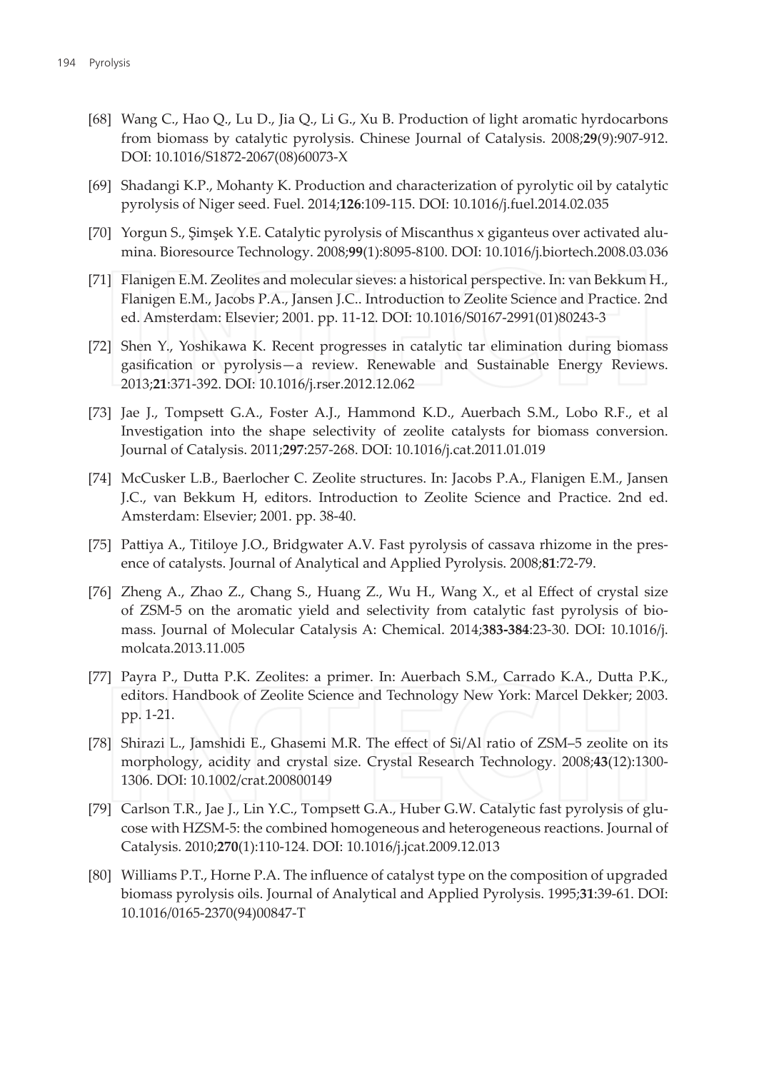[68] Wang C., Hao Q., Lu D., Jia Q., Li G., Xu B. Production of light aromatic hyrdocarbons from biomass by catalytic pyrolysis. Chinese Journal of Catalysis. 2008;**29**(9):907-912. DOI: 10.1016/S1872-2067(08)60073-X

[69] Shadangi K.P., Mohanty K. Production and characterization of pyrolytic oil by catalytic pyrolysis of Niger seed. Fuel. 2014;**126**:109-115. DOI: 10.1016/j.fuel.2014.02.035

[70] Yorgun S., Şimşek Y.E. Catalytic pyrolysis of Miscanthus x giganteus over activated alumina. Bioresource Technology. 2008;**99**(1):8095-8100. DOI: 10.1016/j.biortech.2008.03.036

[71] Flanigen E.M. Zeolites and molecular sieves: a historical perspective. In: van Bekkum H., Flanigen E.M., Jacobs P.A., Jansen J.C.. Introduction to Zeolite Science and Practice. 2nd ed. Amsterdam: Elsevier; 2001. pp. 11-12. DOI: 10.1016/S0167-2991(01)80243-3

[72] Shen Y., Yoshikawa K. Recent progresses in catalytic tar elimination during biomass gasification or pyrolysis—a review. Renewable and Sustainable Energy Reviews. 2013;**21**:371-392. DOI: 10.1016/j.rser.2012.12.062

[73] Jae J., Tompsett G.A., Foster A.J., Hammond K.D., Auerbach S.M., Lobo R.F., et al Investigation into the shape selectivity of zeolite catalysts for biomass conversion. Journal of Catalysis. 2011;**297**:257-268. DOI: 10.1016/j.cat.2011.01.019

[74] McCusker L.B., Baerlocher C. Zeolite structures. In: Jacobs P.A., Flanigen E.M., Jansen J.C., van Bekkum H, editors. Introduction to Zeolite Science and Practice. 2nd ed. Amsterdam: Elsevier; 2001. pp. 38-40.

[75] Pattiya A., Titiloye J.O., Bridgwater A.V. Fast pyrolysis of cassava rhizome in the presence of catalysts. Journal of Analytical and Applied Pyrolysis. 2008;**81**:72-79.

[76] Zheng A., Zhao Z., Chang S., Huang Z., Wu H., Wang X., et al Effect of crystal size of ZSM-5 on the aromatic yield and selectivity from catalytic fast pyrolysis of biomass. Journal of Molecular Catalysis A: Chemical. 2014;**383-384**:23-30. DOI: 10.1016/j.molcata.2013.11.005

[77] Payra P., Dutta P.K. Zeolites: a primer. In: Auerbach S.M., Carrado K.A., Dutta P.K., editors. Handbook of Zeolite Science and Technology New York: Marcel Dekker; 2003. pp. 1-21.

[78] Shirazi L., Jamshidi E., Ghasemi M.R. The effect of Si/Al ratio of ZSM–5 zeolite on its morphology, acidity and crystal size. Crystal Research Technology. 2008;**43**(12):1300-1306. DOI: 10.1002/crat.200800149

[79] Carlson T.R., Jae J., Lin Y.C., Tompsett G.A., Huber G.W. Catalytic fast pyrolysis of glucose with HZSM-5: the combined homogeneous and heterogeneous reactions. Journal of Catalysis. 2010;**270**(1):110-124. DOI: 10.1016/j.jcat.2009.12.013

[80] Williams P.T., Horne P.A. The influence of catalyst type on the composition of upgraded biomass pyrolysis oils. Journal of Analytical and Applied Pyrolysis. 1995;**31**:39-61. DOI: 10.1016/0165-2370(94)00847-T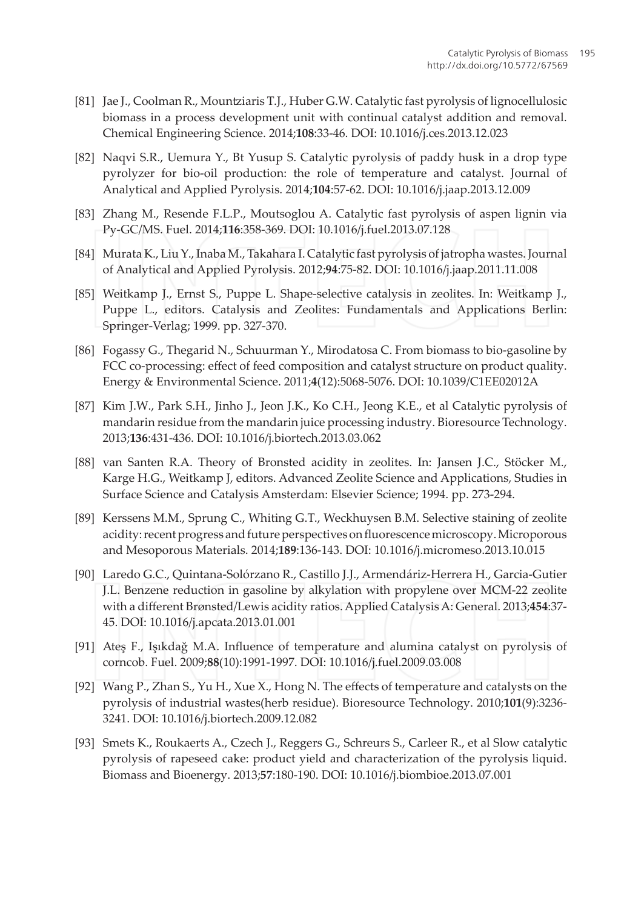[81] Jae J., Coolman R., Mountziaris T.J., Huber G.W. Catalytic fast pyrolysis of lignocellulosic biomass in a process development unit with continual catalyst addition and removal. Chemical Engineering Science. 2014;**108**:33-46. DOI: 10.1016/j.ces.2013.12.023

[82] Naqvi S.R., Uemura Y., Bt Yusup S. Catalytic pyrolysis of paddy husk in a drop type pyrolyzer for bio-oil production: the role of temperature and catalyst. Journal of Analytical and Applied Pyrolysis. 2014;**104**:57-62. DOI: 10.1016/j.jaap.2013.12.009

[83] Zhang M., Resende F.L.P., Moutsoglou A. Catalytic fast pyrolysis of aspen lignin via Py-GC/MS. Fuel. 2014;**116**:358-369. DOI: 10.1016/j.fuel.2013.07.128

[84] Murata K., Liu Y., Inaba M., Takahara I. Catalytic fast pyrolysis of jatropha wastes. Journal of Analytical and Applied Pyrolysis. 2012;**94**:75-82. DOI: 10.1016/j.jaap.2011.11.008

[85] Weitkamp J., Ernst S., Puppe L. Shape-selective catalysis in zeolites. In: Weitkamp J., Puppe L., editors. Catalysis and Zeolites: Fundamentals and Applications Berlin: Springer-Verlag; 1999. pp. 327-370.

[86] Fogassy G., Thegarid N., Schuurman Y., Mirodatosa C. From biomass to bio-gasoline by FCC co-processing: effect of feed composition and catalyst structure on product quality. Energy & Environmental Science. 2011;**4**(12):5068-5076. DOI: 10.1039/C1EE02012A

[87] Kim J.W., Park S.H., Jinho J., Jeon J.K., Ko C.H., Jeong K.E., et al Catalytic pyrolysis of mandarin residue from the mandarin juice processing industry. Bioresource Technology. 2013;**136**:431-436. DOI: 10.1016/j.biortech.2013.03.062

[88] van Santen R.A. Theory of Bronsted acidity in zeolites. In: Jansen J.C., Stöcker M., Karge H.G., Weitkamp J, editors. Advanced Zeolite Science and Applications, Studies in Surface Science and Catalysis Amsterdam: Elsevier Science; 1994. pp. 273-294.

[89] Kerssens M.M., Sprung C., Whiting G.T., Weckhuysen B.M. Selective staining of zeolite acidity: recent progress and future perspectives on fluorescence microscopy. Microporous and Mesoporous Materials. 2014;**189**:136-143. DOI: 10.1016/j.micromeso.2013.10.015

[90] Laredo G.C., Quintana-Solórzano R., Castillo J.J., Armendáriz-Herrera H., Garcia-Gutier J.L. Benzene reduction in gasoline by alkylation with propylene over MCM-22 zeolite with a different Brønsted/Lewis acidity ratios. Applied Catalysis A: General. 2013;**454**:37-45. DOI: 10.1016/j.apcata.2013.01.001

[91] Ateş F., Işıkdağ M.A. Influence of temperature and alumina catalyst on pyrolysis of corncob. Fuel. 2009;**88**(10):1991-1997. DOI: 10.1016/j.fuel.2009.03.008

[92] Wang P., Zhan S., Yu H., Xue X., Hong N. The effects of temperature and catalysts on the pyrolysis of industrial wastes(herb residue). Bioresource Technology. 2010;**101**(9):3236-3241. DOI: 10.1016/j.biortech.2009.12.082

[93] Smets K., Roukaerts A., Czech J., Reggers G., Schreurs S., Carleer R., et al Slow catalytic pyrolysis of rapeseed cake: product yield and characterization of the pyrolysis liquid. Biomass and Bioenergy. 2013;**57**:180-190. DOI: 10.1016/j.biombioe.2013.07.001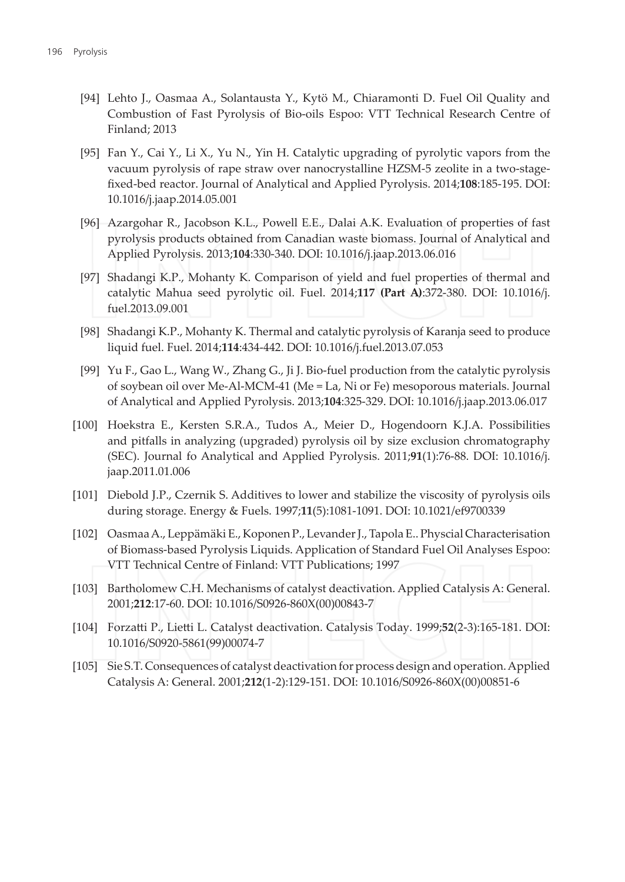[94] Lehto J., Oasmaa A., Solantausta Y., Kytö M., Chiaramonti D. Fuel Oil Quality and Combustion of Fast Pyrolysis of Bio-oils Espoo: VTT Technical Research Centre of Finland; 2013

[95] Fan Y., Cai Y., Li X., Yu N., Yin H. Catalytic upgrading of pyrolytic vapors from the vacuum pyrolysis of rape straw over nanocrystalline HZSM-5 zeolite in a two-stage-fixed-bed reactor. Journal of Analytical and Applied Pyrolysis. 2014;**108**:185-195. DOI: 10.1016/j.jaap.2014.05.001

[96] Azargohar R., Jacobson K.L., Powell E.E., Dalai A.K. Evaluation of properties of fast pyrolysis products obtained from Canadian waste biomass. Journal of Analytical and Applied Pyrolysis. 2013;**104**:330-340. DOI: 10.1016/j.jaap.2013.06.016

[97] Shadangi K.P., Mohanty K. Comparison of yield and fuel properties of thermal and catalytic Mahua seed pyrolytic oil. Fuel. 2014;**117 (Part A)**:372-380. DOI: 10.1016/j.fuel.2013.09.001

[98] Shadangi K.P., Mohanty K. Thermal and catalytic pyrolysis of Karanja seed to produce liquid fuel. Fuel. 2014;**114**:434-442. DOI: 10.1016/j.fuel.2013.07.053

[99] Yu F., Gao L., Wang W., Zhang G., Ji J. Bio-fuel production from the catalytic pyrolysis of soybean oil over Me-Al-MCM-41 (Me = La, Ni or Fe) mesoporous materials. Journal of Analytical and Applied Pyrolysis. 2013;**104**:325-329. DOI: 10.1016/j.jaap.2013.06.017

[100] Hoekstra E., Kersten S.R.A., Tudos A., Meier D., Hogendoorn K.J.A. Possibilities and pitfalls in analyzing (upgraded) pyrolysis oil by size exclusion chromatography (SEC). Journal fo Analytical and Applied Pyrolysis. 2011;**91**(1):76-88. DOI: 10.1016/j.jaap.2011.01.006

[101] Diebold J.P., Czernik S. Additives to lower and stabilize the viscosity of pyrolysis oils during storage. Energy & Fuels. 1997;**11**(5):1081-1091. DOI: 10.1021/ef9700339

[102] Oasmaa A., Leppämäki E., Koponen P., Levander J., Tapola E.. Physcial Characterisation of Biomass-based Pyrolysis Liquids. Application of Standard Fuel Oil Analyses Espoo: VTT Technical Centre of Finland: VTT Publications; 1997

[103] Bartholomew C.H. Mechanisms of catalyst deactivation. Applied Catalysis A: General. 2001;**212**:17-60. DOI: 10.1016/S0926-860X(00)00843-7

[104] Forzatti P., Lietti L. Catalyst deactivation. Catalysis Today. 1999;**52**(2-3):165-181. DOI: 10.1016/S0920-5861(99)00074-7

[105] Sie S.T. Consequences of catalyst deactivation for process design and operation. Applied Catalysis A: General. 2001;**212**(1-2):129-151. DOI: 10.1016/S0926-860X(00)00851-6